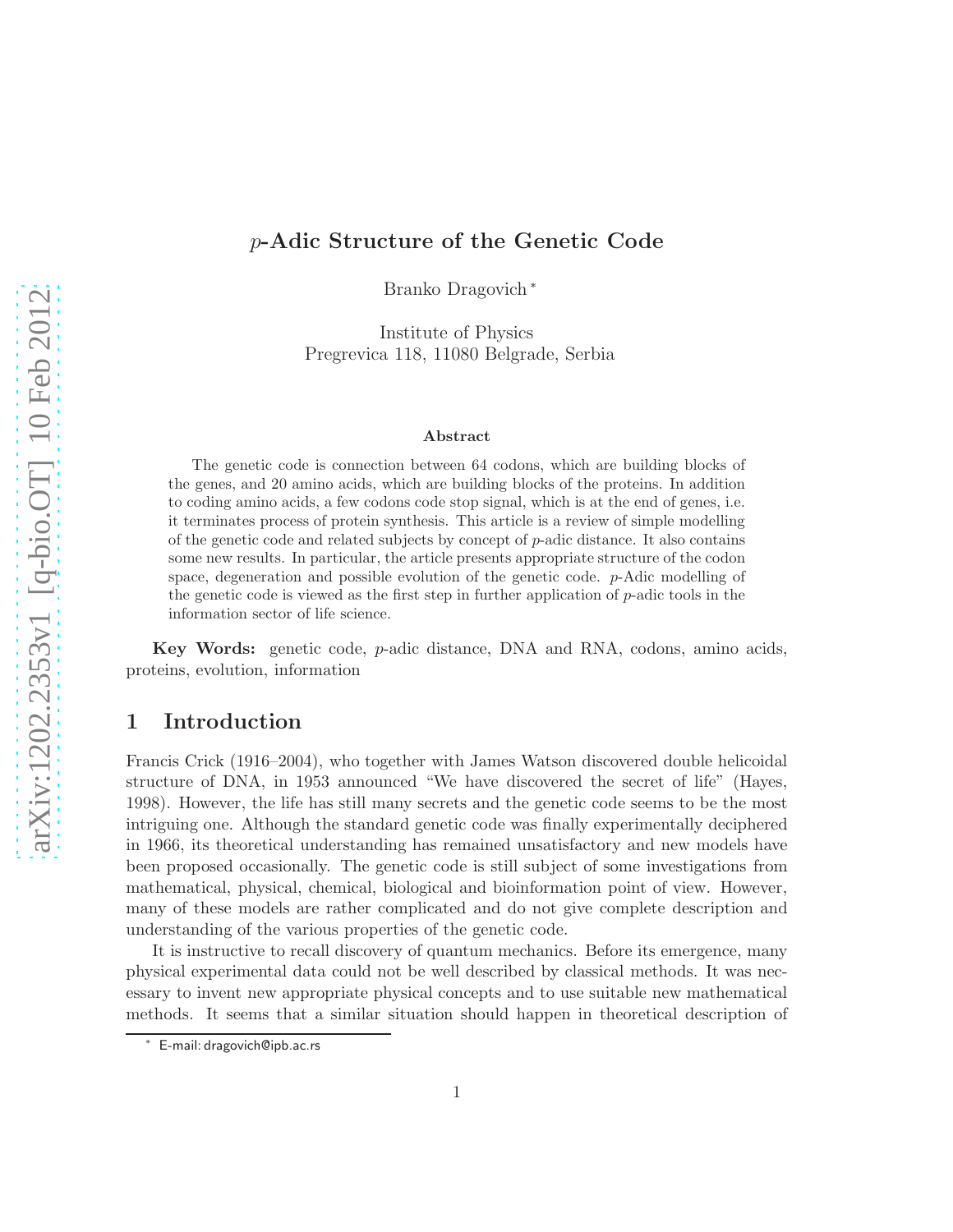# $p$-Adic Structure of the Genetic Code

Branko Dragovich [*]

Institute of Physics
Pregrevica 118, 11080 Belgrade, Serbia

### Abstract

The genetic code is connection between 64 codons, which are building blocks of the genes, and 20 amino acids, which are building blocks of the proteins. In addition to coding amino acids, a few codons code stop signal, which is at the end of genes, i.e. it terminates process of protein synthesis. This article is a review of simple modelling of the genetic code and related subjects by concept of $p$-adic distance. It also contains some new results. In particular, the article presents appropriate structure of the codon space, degeneration and possible evolution of the genetic code. $p$-Adic modelling of the genetic code is viewed as the first step in further application of $p$-adic tools in the information sector of life science.

**Key Words:** genetic code, $p$-adic distance, DNA and RNA, codons, amino acids, proteins, evolution, information

## 1 Introduction

Francis Crick (1916–2004), who together with James Watson discovered double helicoidal structure of DNA, in 1953 announced "We have discovered the secret of life" (Hayes, 1998). However, the life has still many secrets and the genetic code seems to be the most intriguing one. Although the standard genetic code was finally experimentally deciphered in 1966, its theoretical understanding has remained unsatisfactory and new models have been proposed occasionally. The genetic code is still subject of some investigations from mathematical, physical, chemical, biological and bioinformation point of view. However, many of these models are rather complicated and do not give complete description and understanding of the various properties of the genetic code.

It is instructive to recall discovery of quantum mechanics. Before its emergence, many physical experimental data could not be well described by classical methods. It was necessary to invent new appropriate physical concepts and to use suitable new mathematical methods. It seems that a similar situation should happen in theoretical description of

[*] E-mail: dragovich@ipb.ac.rs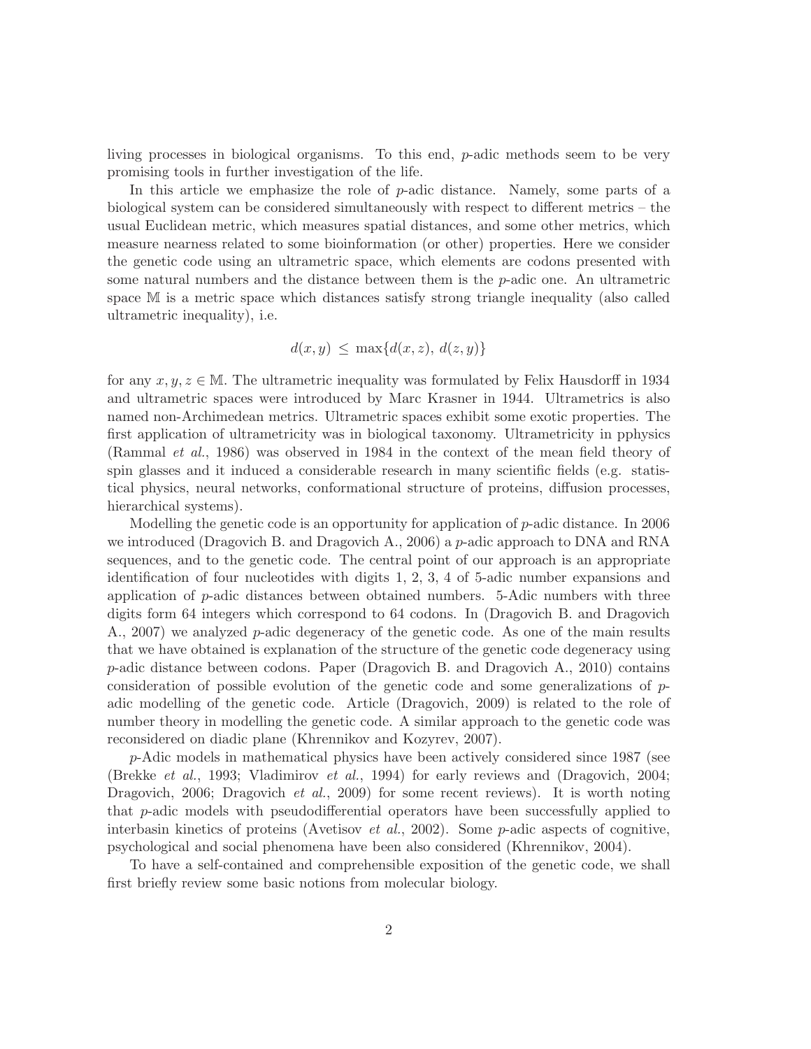living processes in biological organisms. To this end, $p$-adic methods seem to be very promising tools in further investigation of the life.

In this article we emphasize the role of $p$-adic distance. Namely, some parts of a biological system can be considered simultaneously with respect to different metrics – the usual Euclidean metric, which measures spatial distances, and some other metrics, which measure nearness related to some bioinformation (or other) properties. Here we consider the genetic code using an ultrametric space, which elements are codons presented with some natural numbers and the distance between them is the $p$-adic one. An ultrametric space $\mathbb{M}$ is a metric space which distances satisfy strong triangle inequality (also called ultrametric inequality), i.e.

$$d(x,y) \leq \max\{d(x,z),\, d(z,y)\}$$

for any $x, y, z \in \mathbb{M}$. The ultrametric inequality was formulated by Felix Hausdorff in 1934 and ultrametric spaces were introduced by Marc Krasner in 1944. Ultrametrics is also named non-Archimedean metrics. Ultrametric spaces exhibit some exotic properties. The first application of ultrametricity was in biological taxonomy. Ultrametricity in pphysics (Rammal *et al.*, 1986) was observed in 1984 in the context of the mean field theory of spin glasses and it induced a considerable research in many scientific fields (e.g. statistical physics, neural networks, conformational structure of proteins, diffusion processes, hierarchical systems).

Modelling the genetic code is an opportunity for application of $p$-adic distance. In 2006 we introduced (Dragovich B. and Dragovich A., 2006) a $p$-adic approach to DNA and RNA sequences, and to the genetic code. The central point of our approach is an appropriate identification of four nucleotides with digits 1, 2, 3, 4 of 5-adic number expansions and application of $p$-adic distances between obtained numbers. 5-Adic numbers with three digits form 64 integers which correspond to 64 codons. In (Dragovich B. and Dragovich A., 2007) we analyzed $p$-adic degeneracy of the genetic code. As one of the main results that we have obtained is explanation of the structure of the genetic code degeneracy using $p$-adic distance between codons. Paper (Dragovich B. and Dragovich A., 2010) contains consideration of possible evolution of the genetic code and some generalizations of $p$-adic modelling of the genetic code. Article (Dragovich, 2009) is related to the role of number theory in modelling the genetic code. A similar approach to the genetic code was reconsidered on diadic plane (Khrennikov and Kozyrev, 2007).

$p$-Adic models in mathematical physics have been actively considered since 1987 (see (Brekke *et al.*, 1993; Vladimirov *et al.*, 1994) for early reviews and (Dragovich, 2004; Dragovich, 2006; Dragovich *et al.*, 2009) for some recent reviews). It is worth noting that $p$-adic models with pseudodifferential operators have been successfully applied to interbasin kinetics of proteins (Avetisov *et al.*, 2002). Some $p$-adic aspects of cognitive, psychological and social phenomena have been also considered (Khrennikov, 2004).

To have a self-contained and comprehensible exposition of the genetic code, we shall first briefly review some basic notions from molecular biology.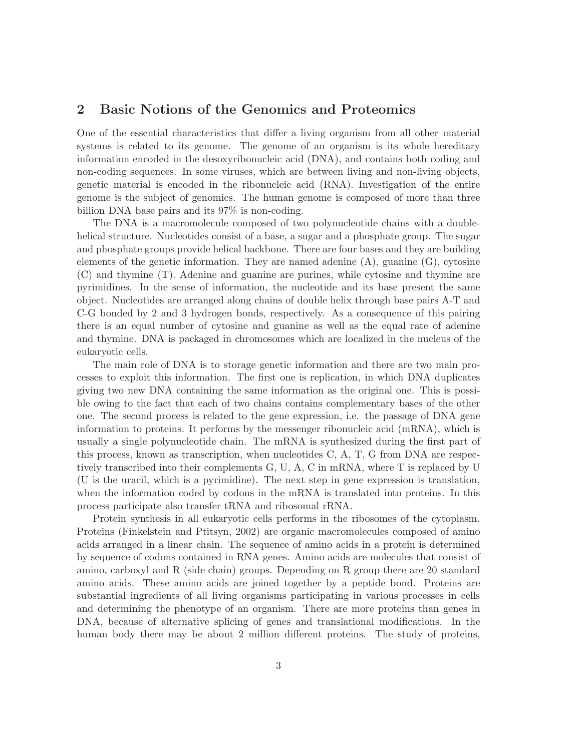## 2 Basic Notions of the Genomics and Proteomics

One of the essential characteristics that differ a living organism from all other material systems is related to its genome. The genome of an organism is its whole hereditary information encoded in the desoxyribonucleic acid (DNA), and contains both coding and non-coding sequences. In some viruses, which are between living and non-living objects, genetic material is encoded in the ribonucleic acid (RNA). Investigation of the entire genome is the subject of genomics. The human genome is composed of more than three billion DNA base pairs and its 97% is non-coding.

The DNA is a macromolecule composed of two polynucleotide chains with a double-helical structure. Nucleotides consist of a base, a sugar and a phosphate group. The sugar and phosphate groups provide helical backbone. There are four bases and they are building elements of the genetic information. They are named adenine (A), guanine (G), cytosine (C) and thymine (T). Adenine and guanine are purines, while cytosine and thymine are pyrimidines. In the sense of information, the nucleotide and its base present the same object. Nucleotides are arranged along chains of double helix through base pairs A-T and C-G bonded by 2 and 3 hydrogen bonds, respectively. As a consequence of this pairing there is an equal number of cytosine and guanine as well as the equal rate of adenine and thymine. DNA is packaged in chromosomes which are localized in the nucleus of the eukaryotic cells.

The main role of DNA is to storage genetic information and there are two main processes to exploit this information. The first one is replication, in which DNA duplicates giving two new DNA containing the same information as the original one. This is possible owing to the fact that each of two chains contains complementary bases of the other one. The second process is related to the gene expression, i.e. the passage of DNA gene information to proteins. It performs by the messenger ribonucleic acid (mRNA), which is usually a single polynucleotide chain. The mRNA is synthesized during the first part of this process, known as transcription, when nucleotides C, A, T, G from DNA are respectively transcribed into their complements G, U, A, C in mRNA, where T is replaced by U (U is the uracil, which is a pyrimidine). The next step in gene expression is translation, when the information coded by codons in the mRNA is translated into proteins. In this process participate also transfer tRNA and ribosomal rRNA.

Protein synthesis in all eukaryotic cells performs in the ribosomes of the cytoplasm. Proteins (Finkelstein and Ptitsyn, 2002) are organic macromolecules composed of amino acids arranged in a linear chain. The sequence of amino acids in a protein is determined by sequence of codons contained in RNA genes. Amino acids are molecules that consist of amino, carboxyl and R (side chain) groups. Depending on R group there are 20 standard amino acids. These amino acids are joined together by a peptide bond. Proteins are substantial ingredients of all living organisms participating in various processes in cells and determining the phenotype of an organism. There are more proteins than genes in DNA, because of alternative splicing of genes and translational modifications. In the human body there may be about 2 million different proteins. The study of proteins,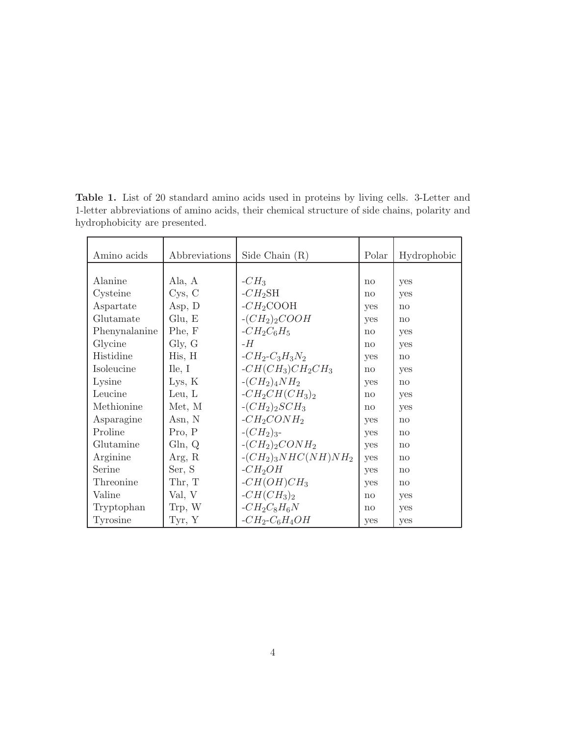**Table 1.** List of 20 standard amino acids used in proteins by living cells. 3-Letter and 1-letter abbreviations of amino acids, their chemical structure of side chains, polarity and hydrophobicity are presented.

| Amino acids | Abbreviations | Side Chain (R) | Polar | Hydrophobic |
|---|---|---|---|---|
| Alanine | Ala, A | $-CH_3$ | no | yes |
| Cysteine | Cys, C | $-CH_2$SH | no | yes |
| Aspartate | Asp, D | $-CH_2$COOH | yes | no |
| Glutamate | Glu, E | $-(CH_2)_2COOH$ | yes | no |
| Phenynalanine | Phe, F | $-CH_2C_6H_5$ | no | yes |
| Glycine | Gly, G | $-H$ | no | yes |
| Histidine | His, H | $-CH_2$-$C_3H_3N_2$ | yes | no |
| Isoleucine | Ile, I | $-CH(CH_3)CH_2CH_3$ | no | yes |
| Lysine | Lys, K | $-(CH_2)_4NH_2$ | yes | no |
| Leucine | Leu, L | $-CH_2CH(CH_3)_2$ | no | yes |
| Methionine | Met, M | $-(CH_2)_2SCH_3$ | no | yes |
| Asparagine | Asn, N | $-CH_2CONH_2$ | yes | no |
| Proline | Pro, P | $-(CH_2)_3$- | yes | no |
| Glutamine | Gln, Q | $-(CH_2)_2CONH_2$ | yes | no |
| Arginine | Arg, R | $-(CH_2)_3NHC(NH)NH_2$ | yes | no |
| Serine | Ser, S | $-CH_2OH$ | yes | no |
| Threonine | Thr, T | $-CH(OH)CH_3$ | yes | no |
| Valine | Val, V | $-CH(CH_3)_2$ | no | yes |
| Tryptophan | Trp, W | $-CH_2C_8H_6N$ | no | yes |
| Tyrosine | Tyr, Y | $-CH_2$-$C_6H_4OH$ | yes | yes |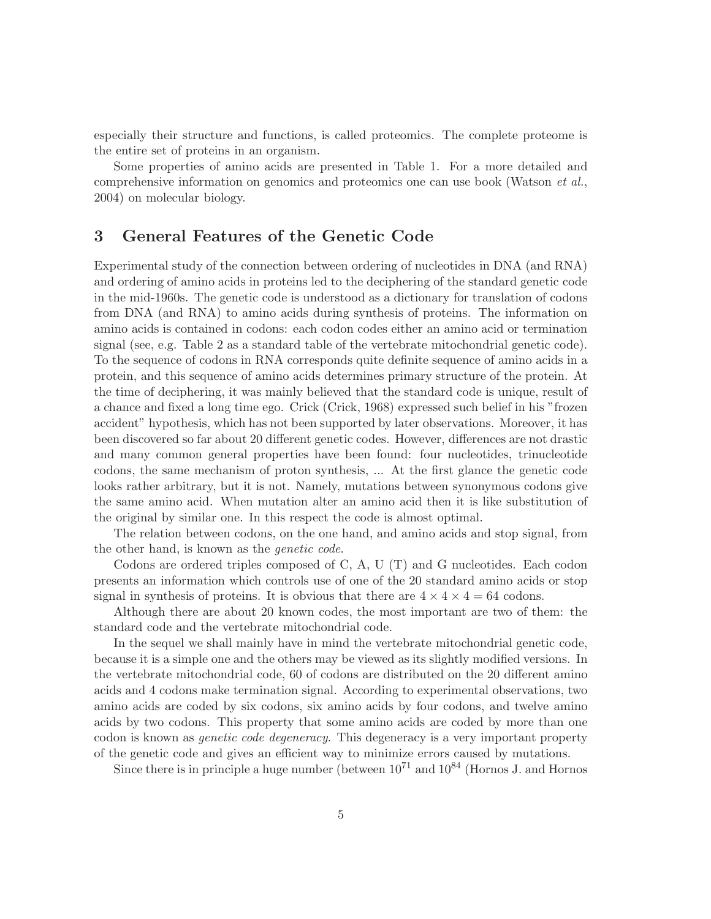especially their structure and functions, is called proteomics. The complete proteome is the entire set of proteins in an organism.

Some properties of amino acids are presented in Table 1. For a more detailed and comprehensive information on genomics and proteomics one can use book (Watson *et al.*, 2004) on molecular biology.

## 3 General Features of the Genetic Code

Experimental study of the connection between ordering of nucleotides in DNA (and RNA) and ordering of amino acids in proteins led to the deciphering of the standard genetic code in the mid-1960s. The genetic code is understood as a dictionary for translation of codons from DNA (and RNA) to amino acids during synthesis of proteins. The information on amino acids is contained in codons: each codon codes either an amino acid or termination signal (see, e.g. Table 2 as a standard table of the vertebrate mitochondrial genetic code). To the sequence of codons in RNA corresponds quite definite sequence of amino acids in a protein, and this sequence of amino acids determines primary structure of the protein. At the time of deciphering, it was mainly believed that the standard code is unique, result of a chance and fixed a long time ego. Crick (Crick, 1968) expressed such belief in his "frozen accident" hypothesis, which has not been supported by later observations. Moreover, it has been discovered so far about 20 different genetic codes. However, differences are not drastic and many common general properties have been found: four nucleotides, trinucleotide codons, the same mechanism of proton synthesis, ... At the first glance the genetic code looks rather arbitrary, but it is not. Namely, mutations between synonymous codons give the same amino acid. When mutation alter an amino acid then it is like substitution of the original by similar one. In this respect the code is almost optimal.

The relation between codons, on the one hand, and amino acids and stop signal, from the other hand, is known as the *genetic code*.

Codons are ordered triples composed of C, A, U (T) and G nucleotides. Each codon presents an information which controls use of one of the 20 standard amino acids or stop signal in synthesis of proteins. It is obvious that there are $4 \times 4 \times 4 = 64$ codons.

Although there are about 20 known codes, the most important are two of them: the standard code and the vertebrate mitochondrial code.

In the sequel we shall mainly have in mind the vertebrate mitochondrial genetic code, because it is a simple one and the others may be viewed as its slightly modified versions. In the vertebrate mitochondrial code, 60 of codons are distributed on the 20 different amino acids and 4 codons make termination signal. According to experimental observations, two amino acids are coded by six codons, six amino acids by four codons, and twelve amino acids by two codons. This property that some amino acids are coded by more than one codon is known as *genetic code degeneracy*. This degeneracy is a very important property of the genetic code and gives an efficient way to minimize errors caused by mutations.

Since there is in principle a huge number (between $10^{71}$ and $10^{84}$ (Hornos J. and Hornos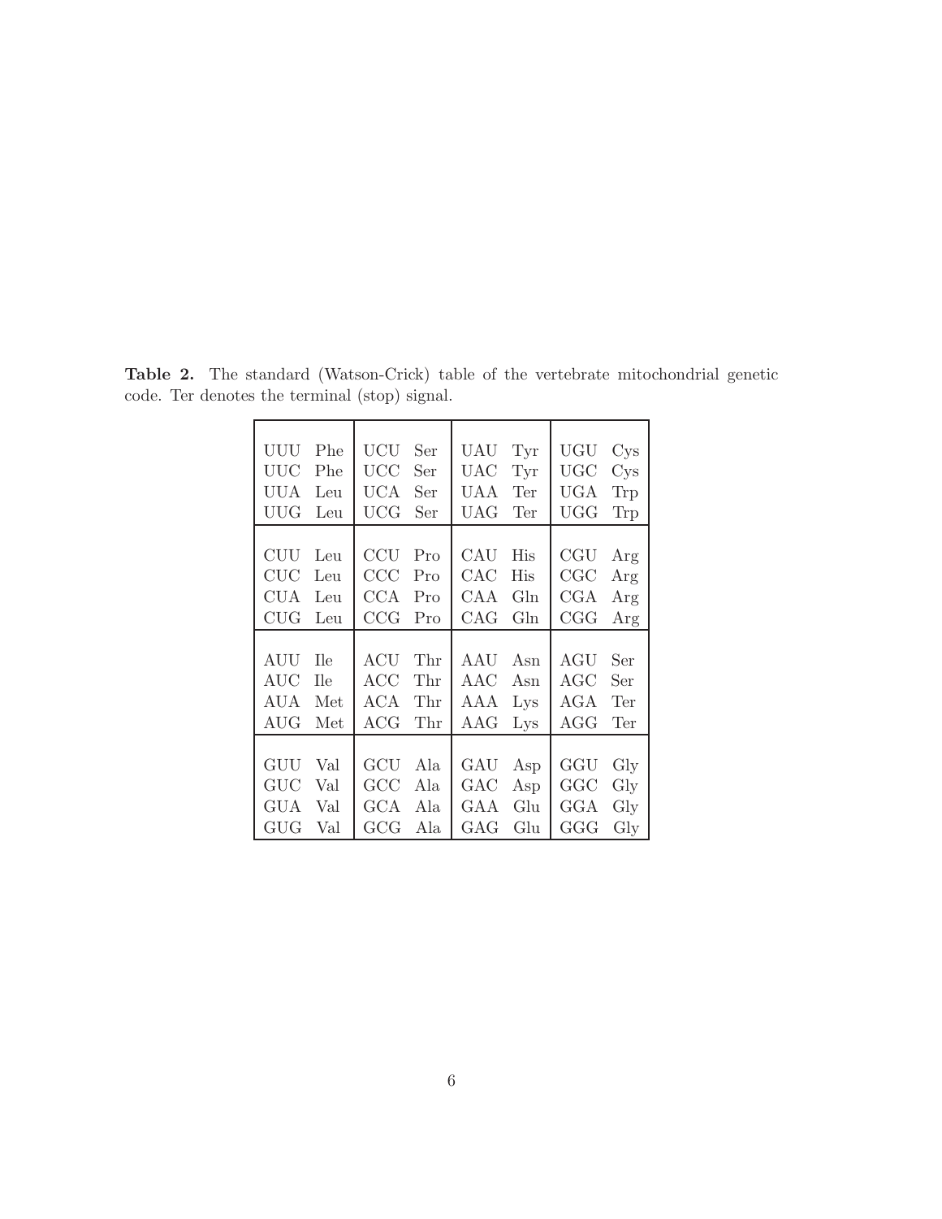**Table 2.** The standard (Watson-Crick) table of the vertebrate mitochondrial genetic code. Ter denotes the terminal (stop) signal.

| | | | | | | | |
|---|---|---|---|---|---|---|---|
| UUU | Phe | UCU | Ser | UAU | Tyr | UGU | Cys |
| UUC | Phe | UCC | Ser | UAC | Tyr | UGC | Cys |
| UUA | Leu | UCA | Ser | UAA | Ter | UGA | Trp |
| UUG | Leu | UCG | Ser | UAG | Ter | UGG | Trp |
| CUU | Leu | CCU | Pro | CAU | His | CGU | Arg |
| CUC | Leu | CCC | Pro | CAC | His | CGC | Arg |
| CUA | Leu | CCA | Pro | CAA | Gln | CGA | Arg |
| CUG | Leu | CCG | Pro | CAG | Gln | CGG | Arg |
| AUU | Ile | ACU | Thr | AAU | Asn | AGU | Ser |
| AUC | Ile | ACC | Thr | AAC | Asn | AGC | Ser |
| AUA | Met | ACA | Thr | AAA | Lys | AGA | Ter |
| AUG | Met | ACG | Thr | AAG | Lys | AGG | Ter |
| GUU | Val | GCU | Ala | GAU | Asp | GGU | Gly |
| GUC | Val | GCC | Ala | GAC | Asp | GGC | Gly |
| GUA | Val | GCA | Ala | GAA | Glu | GGA | Gly |
| GUG | Val | GCG | Ala | GAG | Glu | GGG | Gly |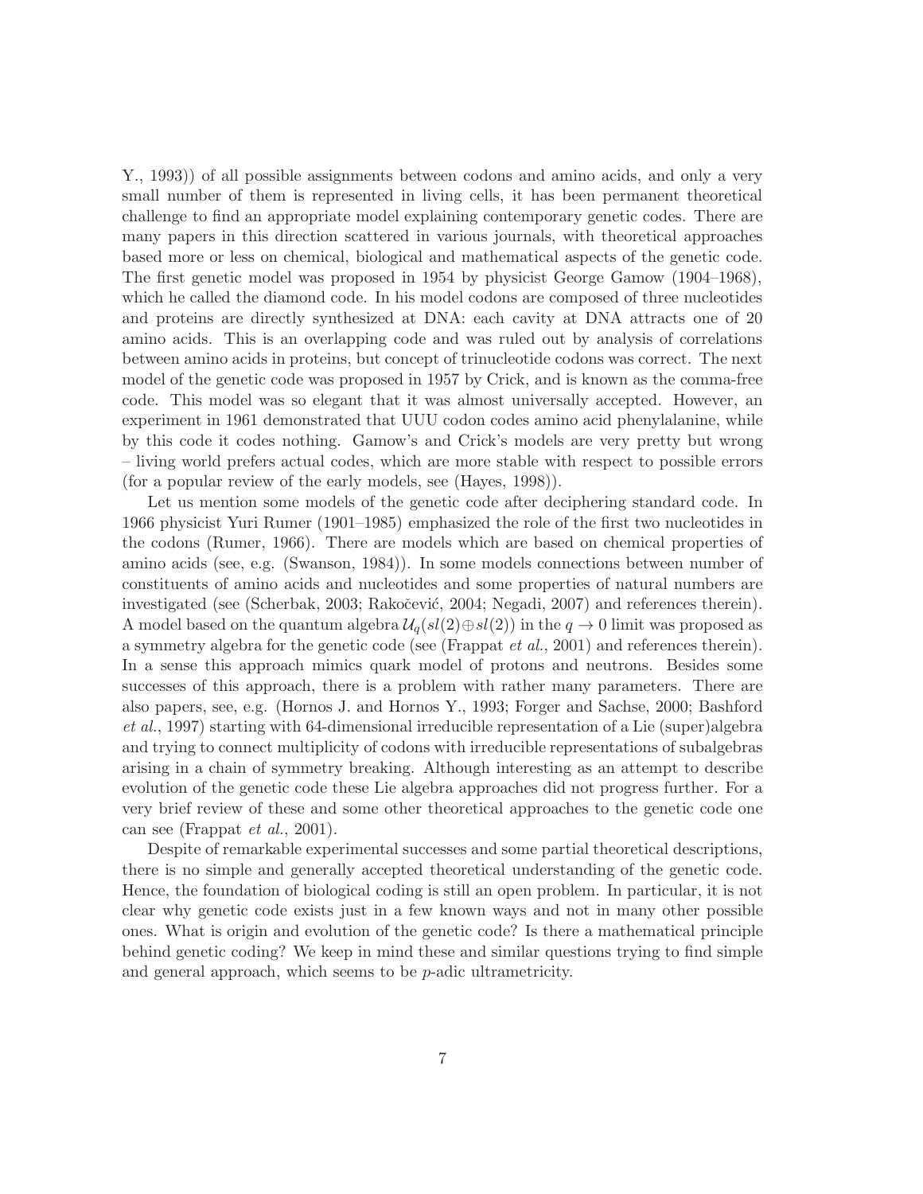Y., 1993)) of all possible assignments between codons and amino acids, and only a very small number of them is represented in living cells, it has been permanent theoretical challenge to find an appropriate model explaining contemporary genetic codes. There are many papers in this direction scattered in various journals, with theoretical approaches based more or less on chemical, biological and mathematical aspects of the genetic code. The first genetic model was proposed in 1954 by physicist George Gamow (1904–1968), which he called the diamond code. In his model codons are composed of three nucleotides and proteins are directly synthesized at DNA: each cavity at DNA attracts one of 20 amino acids. This is an overlapping code and was ruled out by analysis of correlations between amino acids in proteins, but concept of trinucleotide codons was correct. The next model of the genetic code was proposed in 1957 by Crick, and is known as the comma-free code. This model was so elegant that it was almost universally accepted. However, an experiment in 1961 demonstrated that UUU codon codes amino acid phenylalanine, while by this code it codes nothing. Gamow's and Crick's models are very pretty but wrong – living world prefers actual codes, which are more stable with respect to possible errors (for a popular review of the early models, see (Hayes, 1998)).

Let us mention some models of the genetic code after deciphering standard code. In 1966 physicist Yuri Rumer (1901–1985) emphasized the role of the first two nucleotides in the codons (Rumer, 1966). There are models which are based on chemical properties of amino acids (see, e.g. (Swanson, 1984)). In some models connections between number of constituents of amino acids and nucleotides and some properties of natural numbers are investigated (see (Scherbak, 2003; Rakočević, 2004; Negadi, 2007) and references therein). A model based on the quantum algebra $\mathcal{U}_q(sl(2) \oplus sl(2))$ in the $q \to 0$ limit was proposed as a symmetry algebra for the genetic code (see (Frappat *et al.*, 2001) and references therein). In a sense this approach mimics quark model of protons and neutrons. Besides some successes of this approach, there is a problem with rather many parameters. There are also papers, see, e.g. (Hornos J. and Hornos Y., 1993; Forger and Sachse, 2000; Bashford *et al.*, 1997) starting with 64-dimensional irreducible representation of a Lie (super)algebra and trying to connect multiplicity of codons with irreducible representations of subalgebras arising in a chain of symmetry breaking. Although interesting as an attempt to describe evolution of the genetic code these Lie algebra approaches did not progress further. For a very brief review of these and some other theoretical approaches to the genetic code one can see (Frappat *et al.*, 2001).

Despite of remarkable experimental successes and some partial theoretical descriptions, there is no simple and generally accepted theoretical understanding of the genetic code. Hence, the foundation of biological coding is still an open problem. In particular, it is not clear why genetic code exists just in a few known ways and not in many other possible ones. What is origin and evolution of the genetic code? Is there a mathematical principle behind genetic coding? We keep in mind these and similar questions trying to find simple and general approach, which seems to be $p$-adic ultrametricity.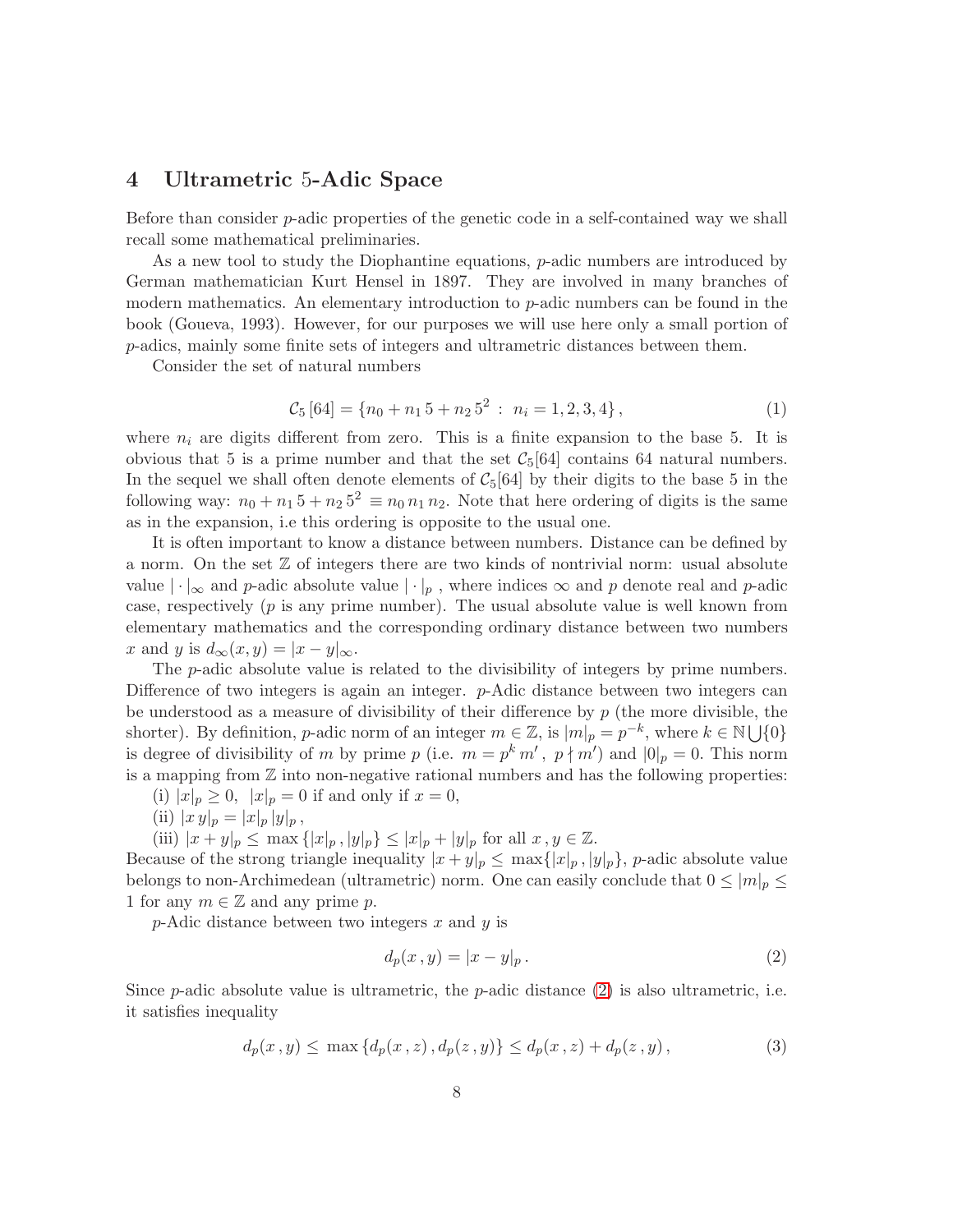## 4 Ultrametric 5-Adic Space

Before than consider $p$-adic properties of the genetic code in a self-contained way we shall recall some mathematical preliminaries.

As a new tool to study the Diophantine equations, $p$-adic numbers are introduced by German mathematician Kurt Hensel in 1897. They are involved in many branches of modern mathematics. An elementary introduction to $p$-adic numbers can be found in the book (Goueva, 1993). However, for our purposes we will use here only a small portion of $p$-adics, mainly some finite sets of integers and ultrametric distances between them.

Consider the set of natural numbers

$$\mathcal{C}_5\,[64] = \{n_0 + n_1\,5 + n_2\,5^2\ :\ n_i = 1, 2, 3, 4\}\,, \tag{1}$$

where $n_i$ are digits different from zero. This is a finite expansion to the base 5. It is obvious that 5 is a prime number and that the set $\mathcal{C}_5[64]$ contains 64 natural numbers. In the sequel we shall often denote elements of $\mathcal{C}_5[64]$ by their digits to the base 5 in the following way: $n_0 + n_1\,5 + n_2\,5^2 \equiv n_0\,n_1\,n_2$. Note that here ordering of digits is the same as in the expansion, i.e this ordering is opposite to the usual one.

It is often important to know a distance between numbers. Distance can be defined by a norm. On the set $\mathbb{Z}$ of integers there are two kinds of nontrivial norm: usual absolute value $|\cdot|_\infty$ and $p$-adic absolute value $|\cdot|_p$ , where indices $\infty$ and $p$ denote real and $p$-adic case, respectively ($p$ is any prime number). The usual absolute value is well known from elementary mathematics and the corresponding ordinary distance between two numbers $x$ and $y$ is $d_\infty(x, y) = |x - y|_\infty$.

The $p$-adic absolute value is related to the divisibility of integers by prime numbers. Difference of two integers is again an integer. $p$-Adic distance between two integers can be understood as a measure of divisibility of their difference by $p$ (the more divisible, the shorter). By definition, $p$-adic norm of an integer $m \in \mathbb{Z}$, is $|m|_p = p^{-k}$, where $k \in \mathbb{N}\bigcup\{0\}$ is degree of divisibility of $m$ by prime $p$ (i.e. $m = p^k\,m'\,,\ p \nmid m'$) and $|0|_p = 0$. This norm is a mapping from $\mathbb{Z}$ into non-negative rational numbers and has the following properties:

(i) $|x|_p \geq 0,\ \ |x|_p = 0$ if and only if $x = 0$,

(ii) $|x\,y|_p = |x|_p\,|y|_p\,,$

(iii) $|x + y|_p \leq \max\{|x|_p\,, |y|_p\} \leq |x|_p + |y|_p$ for all $x\,, y \in \mathbb{Z}$.

Because of the strong triangle inequality $|x + y|_p \leq \max\{|x|_p\,, |y|_p\}$, $p$-adic absolute value belongs to non-Archimedean (ultrametric) norm. One can easily conclude that $0 \leq |m|_p \leq 1$ for any $m \in \mathbb{Z}$ and any prime $p$.

$p$-Adic distance between two integers $x$ and $y$ is

$$d_p(x\,, y) = |x - y|_p\,. \tag{2}$$

Since $p$-adic absolute value is ultrametric, the $p$-adic distance (2) is also ultrametric, i.e. it satisfies inequality

$$d_p(x\,, y) \leq\ \max\{d_p(x\,, z)\,, d_p(z\,, y)\} \leq d_p(x\,, z) + d_p(z\,, y)\,, \tag{3}$$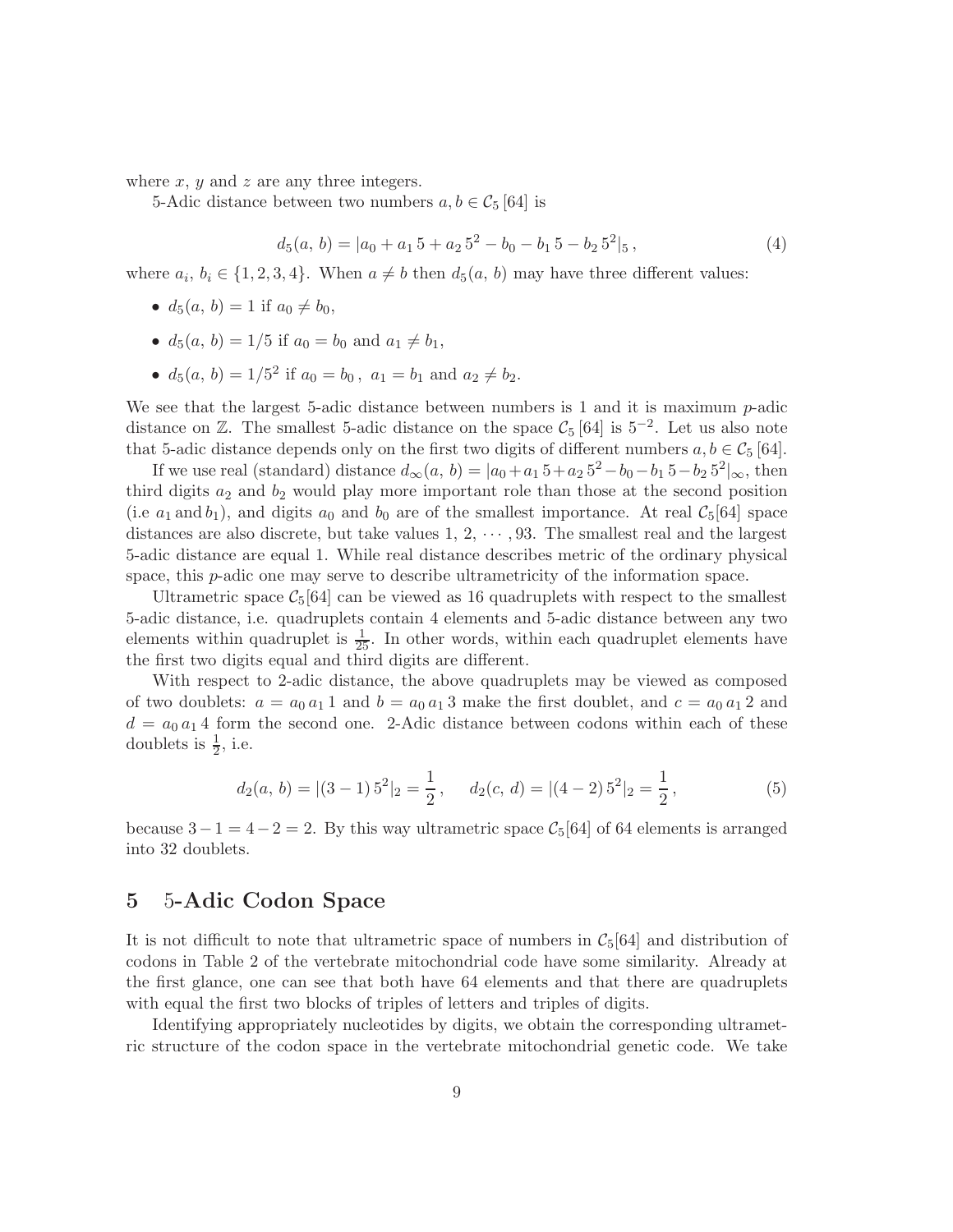where $x$, $y$ and $z$ are any three integers.

5-Adic distance between two numbers $a, b \in \mathcal{C}_5\,[64]$ is

$$d_5(a,\, b) = |a_0 + a_1\, 5 + a_2\, 5^2 - b_0 - b_1\, 5 - b_2\, 5^2|_5\,, \tag{4}$$

where $a_i,\, b_i \in \{1, 2, 3, 4\}$. When $a \neq b$ then $d_5(a,\, b)$ may have three different values:

- $d_5(a,\, b) = 1$ if $a_0 \neq b_0$,
- $d_5(a,\, b) = 1/5$ if $a_0 = b_0$ and $a_1 \neq b_1$,
- $d_5(a,\, b) = 1/5^2$ if $a_0 = b_0\,,\ a_1 = b_1$ and $a_2 \neq b_2$.

We see that the largest 5-adic distance between numbers is 1 and it is maximum $p$-adic distance on $\mathbb{Z}$. The smallest 5-adic distance on the space $\mathcal{C}_5\,[64]$ is $5^{-2}$. Let us also note that 5-adic distance depends only on the first two digits of different numbers $a, b \in \mathcal{C}_5\,[64]$.

If we use real (standard) distance $d_\infty(a,\, b) = |a_0 + a_1\, 5 + a_2\, 5^2 - b_0 - b_1\, 5 - b_2\, 5^2|_\infty$, then third digits $a_2$ and $b_2$ would play more important role than those at the second position (i.e $a_1$ and $b_1$), and digits $a_0$ and $b_0$ are of the smallest importance. At real $\mathcal{C}_5[64]$ space distances are also discrete, but take values $1,\, 2,\, \cdots, 93$. The smallest real and the largest 5-adic distance are equal 1. While real distance describes metric of the ordinary physical space, this $p$-adic one may serve to describe ultrametricity of the information space.

Ultrametric space $\mathcal{C}_5[64]$ can be viewed as 16 quadruplets with respect to the smallest 5-adic distance, i.e. quadruplets contain 4 elements and 5-adic distance between any two elements within quadruplet is $\frac{1}{25}$. In other words, within each quadruplet elements have the first two digits equal and third digits are different.

With respect to 2-adic distance, the above quadruplets may be viewed as composed of two doublets: $a = a_0\, a_1\, 1$ and $b = a_0\, a_1\, 3$ make the first doublet, and $c = a_0\, a_1\, 2$ and $d = a_0\, a_1\, 4$ form the second one. 2-Adic distance between codons within each of these doublets is $\frac{1}{2}$, i.e.

$$d_2(a,\, b) = |(3-1)\, 5^2|_2 = \frac{1}{2}\,, \quad d_2(c,\, d) = |(4-2)\, 5^2|_2 = \frac{1}{2}\,, \tag{5}$$

because $3 - 1 = 4 - 2 = 2$. By this way ultrametric space $\mathcal{C}_5[64]$ of 64 elements is arranged into 32 doublets.

## 5 5-Adic Codon Space

It is not difficult to note that ultrametric space of numbers in $\mathcal{C}_5[64]$ and distribution of codons in Table 2 of the vertebrate mitochondrial code have some similarity. Already at the first glance, one can see that both have 64 elements and that there are quadruplets with equal the first two blocks of triples of letters and triples of digits.

Identifying appropriately nucleotides by digits, we obtain the corresponding ultrametric structure of the codon space in the vertebrate mitochondrial genetic code. We take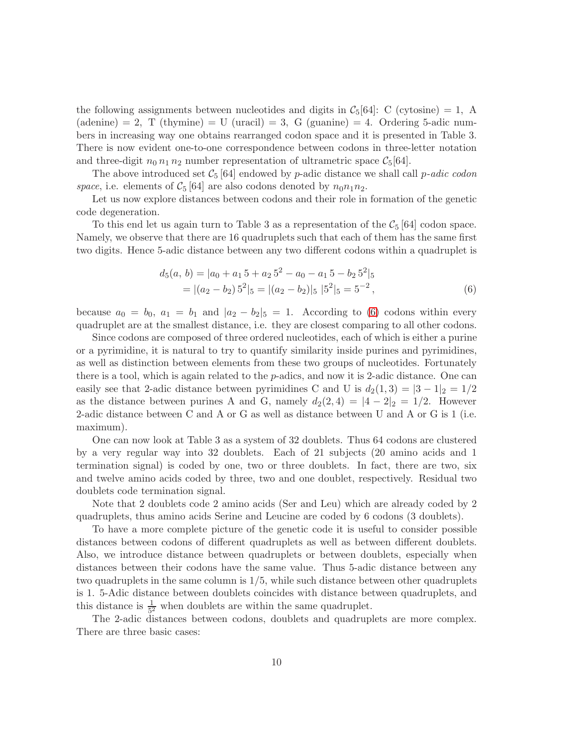the following assignments between nucleotides and digits in $\mathcal{C}_5[64]$: C (cytosine) = 1, A (adenine) = 2, T (thymine) = U (uracil) = 3, G (guanine) = 4. Ordering 5-adic numbers in increasing way one obtains rearranged codon space and it is presented in Table 3. There is now evident one-to-one correspondence between codons in three-letter notation and three-digit $n_0\, n_1\, n_2$ number representation of ultrametric space $\mathcal{C}_5[64]$.

The above introduced set $\mathcal{C}_5\,[64]$ endowed by $p$-adic distance we shall call *p-adic codon space*, i.e. elements of $\mathcal{C}_5\,[64]$ are also codons denoted by $n_0 n_1 n_2$.

Let us now explore distances between codons and their role in formation of the genetic code degeneration.

To this end let us again turn to Table 3 as a representation of the $\mathcal{C}_5\,[64]$ codon space. Namely, we observe that there are 16 quadruplets such that each of them has the same first two digits. Hence 5-adic distance between any two different codons within a quadruplet is

$$\begin{aligned} d_5(a,\, b) &= |a_0 + a_1\, 5 + a_2\, 5^2 - a_0 - a_1\, 5 - b_2\, 5^2|_5 \\ &= |(a_2 - b_2)\, 5^2|_5 = |(a_2 - b_2)|_5\; |5^2|_5 = 5^{-2}\,, \end{aligned} \tag{6}$$

because $a_0 = b_0$, $a_1 = b_1$ and $|a_2 - b_2|_5 = 1$. According to (6) codons within every quadruplet are at the smallest distance, i.e. they are closest comparing to all other codons.

Since codons are composed of three ordered nucleotides, each of which is either a purine or a pyrimidine, it is natural to try to quantify similarity inside purines and pyrimidines, as well as distinction between elements from these two groups of nucleotides. Fortunately there is a tool, which is again related to the $p$-adics, and now it is 2-adic distance. One can easily see that 2-adic distance between pyrimidines C and U is $d_2(1,3) = |3-1|_2 = 1/2$ as the distance between purines A and G, namely $d_2(2,4) = |4-2|_2 = 1/2$. However 2-adic distance between C and A or G as well as distance between U and A or G is 1 (i.e. maximum).

One can now look at Table 3 as a system of 32 doublets. Thus 64 codons are clustered by a very regular way into 32 doublets. Each of 21 subjects (20 amino acids and 1 termination signal) is coded by one, two or three doublets. In fact, there are two, six and twelve amino acids coded by three, two and one doublet, respectively. Residual two doublets code termination signal.

Note that 2 doublets code 2 amino acids (Ser and Leu) which are already coded by 2 quadruplets, thus amino acids Serine and Leucine are coded by 6 codons (3 doublets).

To have a more complete picture of the genetic code it is useful to consider possible distances between codons of different quadruplets as well as between different doublets. Also, we introduce distance between quadruplets or between doublets, especially when distances between their codons have the same value. Thus 5-adic distance between any two quadruplets in the same column is $1/5$, while such distance between other quadruplets is 1. 5-Adic distance between doublets coincides with distance between quadruplets, and this distance is $\frac{1}{5^2}$ when doublets are within the same quadruplet.

The 2-adic distances between codons, doublets and quadruplets are more complex. There are three basic cases: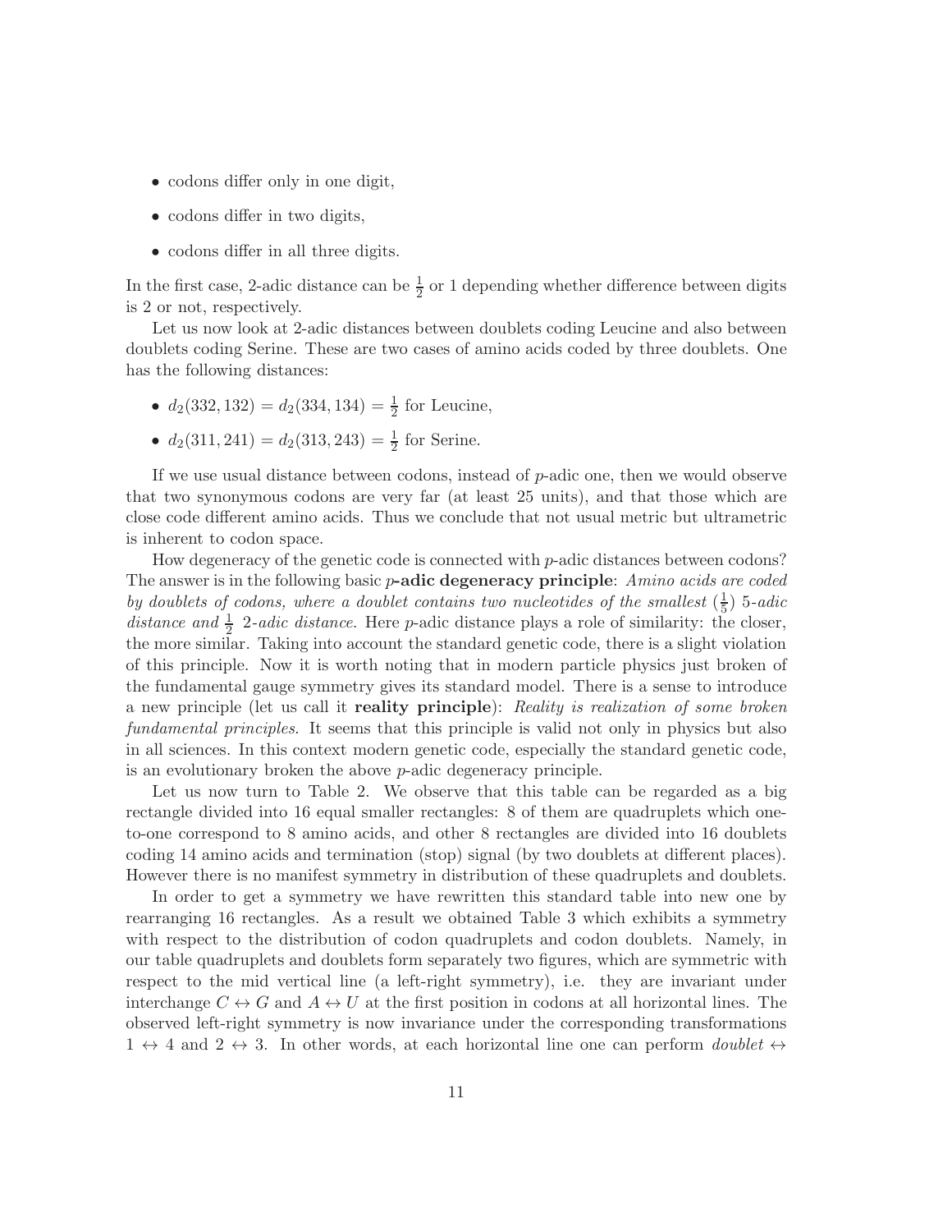- codons differ only in one digit,
- codons differ in two digits,
- codons differ in all three digits.

In the first case, 2-adic distance can be $\frac{1}{2}$ or 1 depending whether difference between digits is 2 or not, respectively.

Let us now look at 2-adic distances between doublets coding Leucine and also between doublets coding Serine. These are two cases of amino acids coded by three doublets. One has the following distances:

- $d_2(332, 132) = d_2(334, 134) = \frac{1}{2}$ for Leucine,
- $d_2(311, 241) = d_2(313, 243) = \frac{1}{2}$ for Serine.

If we use usual distance between codons, instead of $p$-adic one, then we would observe that two synonymous codons are very far (at least 25 units), and that those which are close code different amino acids. Thus we conclude that not usual metric but ultrametric is inherent to codon space.

How degeneracy of the genetic code is connected with $p$-adic distances between codons? The answer is in the following basic **$p$-adic degeneracy principle**: *Amino acids are coded by doublets of codons, where a doublet contains two nucleotides of the smallest* ($\frac{1}{5}$) *5-adic distance and* $\frac{1}{2}$ *2-adic distance.* Here $p$-adic distance plays a role of similarity: the closer, the more similar. Taking into account the standard genetic code, there is a slight violation of this principle. Now it is worth noting that in modern particle physics just broken of the fundamental gauge symmetry gives its standard model. There is a sense to introduce a new principle (let us call it **reality principle**): *Reality is realization of some broken fundamental principles.* It seems that this principle is valid not only in physics but also in all sciences. In this context modern genetic code, especially the standard genetic code, is an evolutionary broken the above $p$-adic degeneracy principle.

Let us now turn to Table 2. We observe that this table can be regarded as a big rectangle divided into 16 equal smaller rectangles: 8 of them are quadruplets which one-to-one correspond to 8 amino acids, and other 8 rectangles are divided into 16 doublets coding 14 amino acids and termination (stop) signal (by two doublets at different places). However there is no manifest symmetry in distribution of these quadruplets and doublets.

In order to get a symmetry we have rewritten this standard table into new one by rearranging 16 rectangles. As a result we obtained Table 3 which exhibits a symmetry with respect to the distribution of codon quadruplets and codon doublets. Namely, in our table quadruplets and doublets form separately two figures, which are symmetric with respect to the mid vertical line (a left-right symmetry), i.e. they are invariant under interchange $C \leftrightarrow G$ and $A \leftrightarrow U$ at the first position in codons at all horizontal lines. The observed left-right symmetry is now invariance under the corresponding transformations $1 \leftrightarrow 4$ and $2 \leftrightarrow 3$. In other words, at each horizontal line one can perform *doublet* $\leftrightarrow$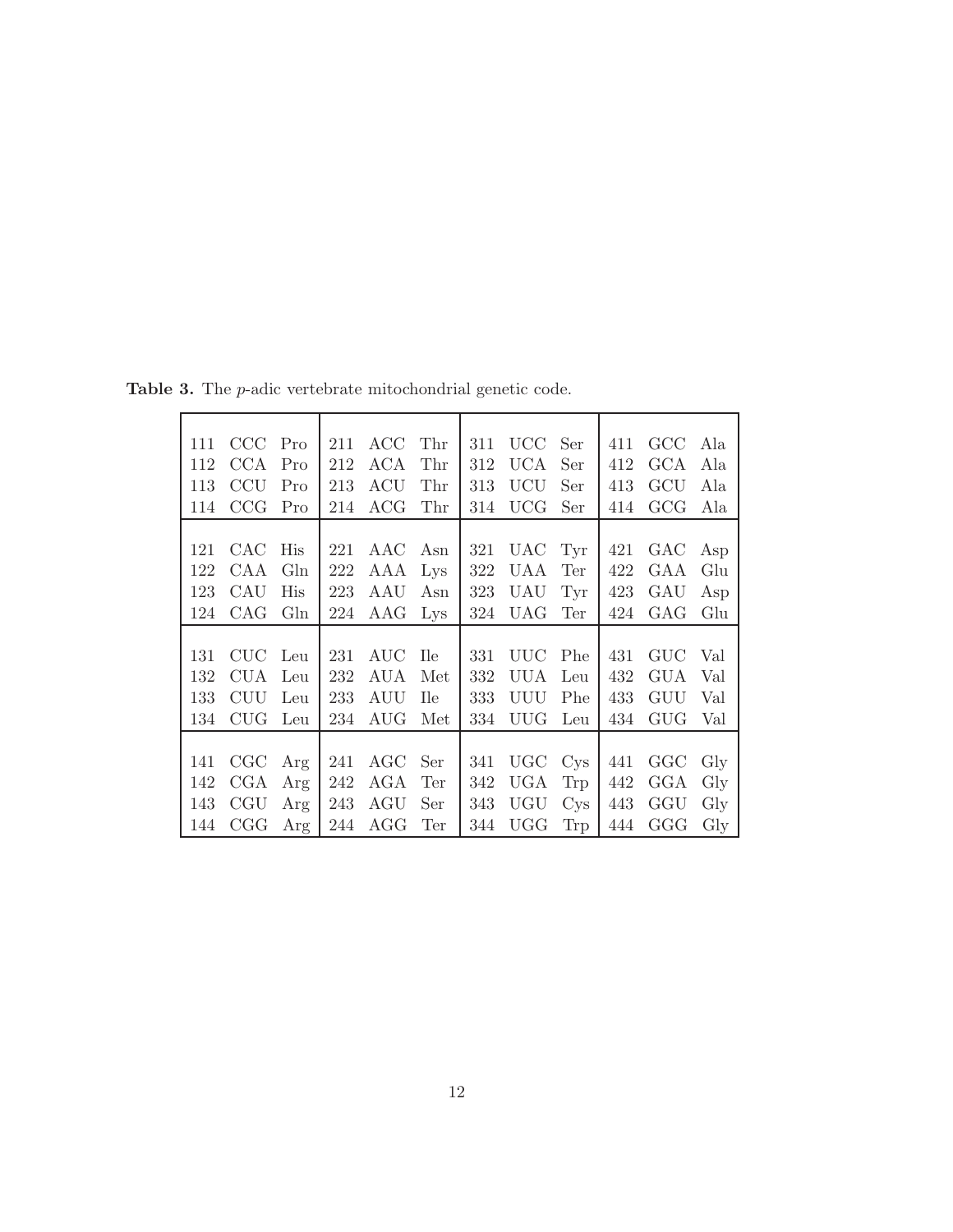**Table 3.** The *p*-adic vertebrate mitochondrial genetic code.

| | | | | | | | | | | | |
|---|---|---|---|---|---|---|---|---|---|---|---|
| 111 | CCC | Pro | 211 | ACC | Thr | 311 | UCC | Ser | 411 | GCC | Ala |
| 112 | CCA | Pro | 212 | ACA | Thr | 312 | UCA | Ser | 412 | GCA | Ala |
| 113 | CCU | Pro | 213 | ACU | Thr | 313 | UCU | Ser | 413 | GCU | Ala |
| 114 | CCG | Pro | 214 | ACG | Thr | 314 | UCG | Ser | 414 | GCG | Ala |
| 121 | CAC | His | 221 | AAC | Asn | 321 | UAC | Tyr | 421 | GAC | Asp |
| 122 | CAA | Gln | 222 | AAA | Lys | 322 | UAA | Ter | 422 | GAA | Glu |
| 123 | CAU | His | 223 | AAU | Asn | 323 | UAU | Tyr | 423 | GAU | Asp |
| 124 | CAG | Gln | 224 | AAG | Lys | 324 | UAG | Ter | 424 | GAG | Glu |
| 131 | CUC | Leu | 231 | AUC | Ile | 331 | UUC | Phe | 431 | GUC | Val |
| 132 | CUA | Leu | 232 | AUA | Met | 332 | UUA | Leu | 432 | GUA | Val |
| 133 | CUU | Leu | 233 | AUU | Ile | 333 | UUU | Phe | 433 | GUU | Val |
| 134 | CUG | Leu | 234 | AUG | Met | 334 | UUG | Leu | 434 | GUG | Val |
| 141 | CGC | Arg | 241 | AGC | Ser | 341 | UGC | Cys | 441 | GGC | Gly |
| 142 | CGA | Arg | 242 | AGA | Ter | 342 | UGA | Trp | 442 | GGA | Gly |
| 143 | CGU | Arg | 243 | AGU | Ser | 343 | UGU | Cys | 443 | GGU | Gly |
| 144 | CGG | Arg | 244 | AGG | Ter | 344 | UGG | Trp | 444 | GGG | Gly |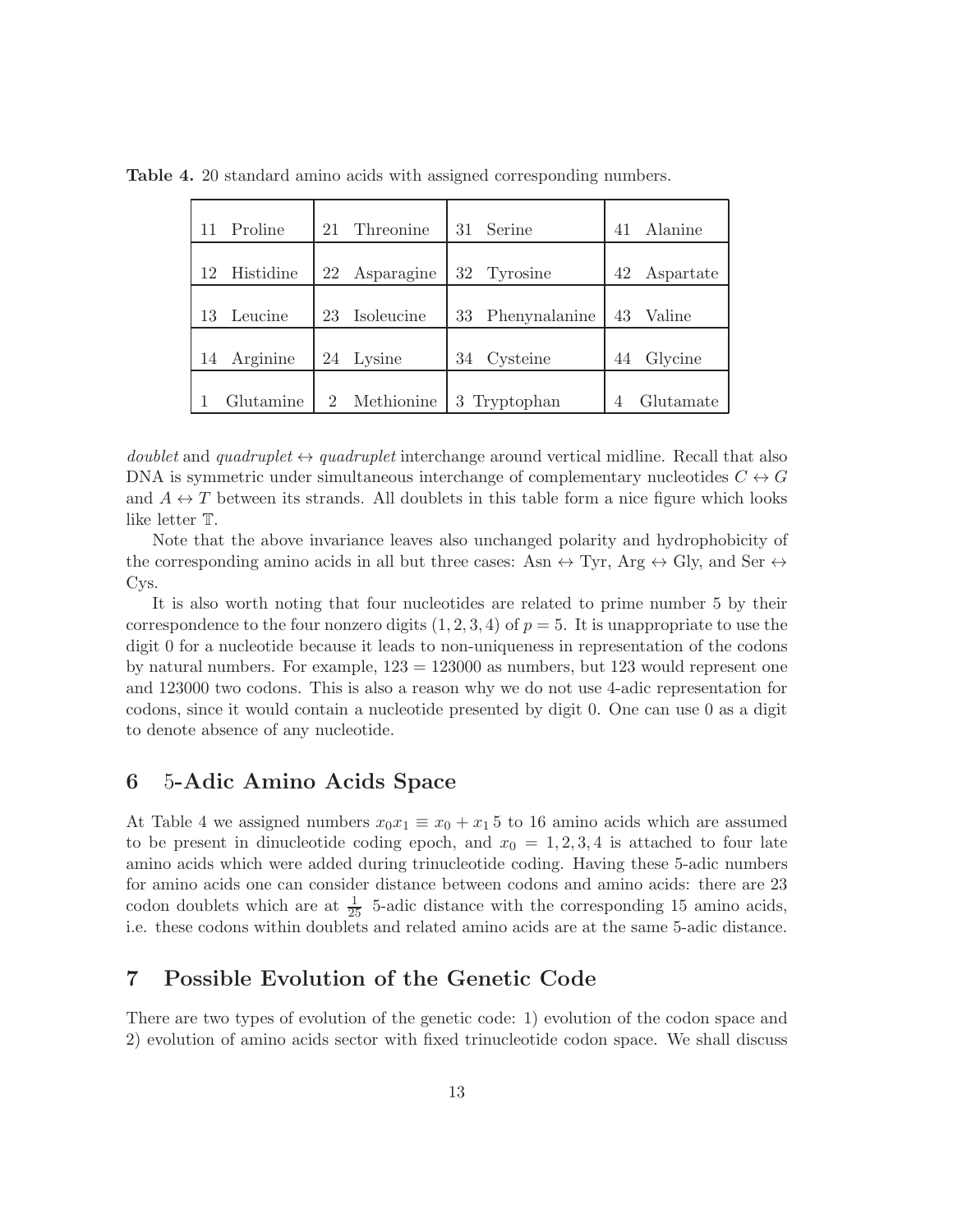**Table 4.** 20 standard amino acids with assigned corresponding numbers.

| | | | |
|---|---|---|---|
| 11 Proline | 21 Threonine | 31 Serine | 41 Alanine |
| 12 Histidine | 22 Asparagine | 32 Tyrosine | 42 Aspartate |
| 13 Leucine | 23 Isoleucine | 33 Phenynalanine | 43 Valine |
| 14 Arginine | 24 Lysine | 34 Cysteine | 44 Glycine |
| 1 Glutamine | 2 Methionine | 3 Tryptophan | 4 Glutamate |

*doublet* and *quadruplet* $\leftrightarrow$ *quadruplet* interchange around vertical midline. Recall that also DNA is symmetric under simultaneous interchange of complementary nucleotides $C \leftrightarrow G$ and $A \leftrightarrow T$ between its strands. All doublets in this table form a nice figure which looks like letter $\mathbb{T}$.

Note that the above invariance leaves also unchanged polarity and hydrophobicity of the corresponding amino acids in all but three cases: Asn $\leftrightarrow$ Tyr, Arg $\leftrightarrow$ Gly, and Ser $\leftrightarrow$ Cys.

It is also worth noting that four nucleotides are related to prime number 5 by their correspondence to the four nonzero digits $(1, 2, 3, 4)$ of $p = 5$. It is unappropriate to use the digit 0 for a nucleotide because it leads to non-uniqueness in representation of the codons by natural numbers. For example, $123 = 123000$ as numbers, but 123 would represent one and 123000 two codons. This is also a reason why we do not use 4-adic representation for codons, since it would contain a nucleotide presented by digit 0. One can use 0 as a digit to denote absence of any nucleotide.

## 6 5-Adic Amino Acids Space

At Table 4 we assigned numbers $x_0 x_1 \equiv x_0 + x_1\, 5$ to 16 amino acids which are assumed to be present in dinucleotide coding epoch, and $x_0 = 1, 2, 3, 4$ is attached to four late amino acids which were added during trinucleotide coding. Having these 5-adic numbers for amino acids one can consider distance between codons and amino acids: there are 23 codon doublets which are at $\frac{1}{25}$ 5-adic distance with the corresponding 15 amino acids, i.e. these codons within doublets and related amino acids are at the same 5-adic distance.

## 7 Possible Evolution of the Genetic Code

There are two types of evolution of the genetic code: 1) evolution of the codon space and 2) evolution of amino acids sector with fixed trinucleotide codon space. We shall discuss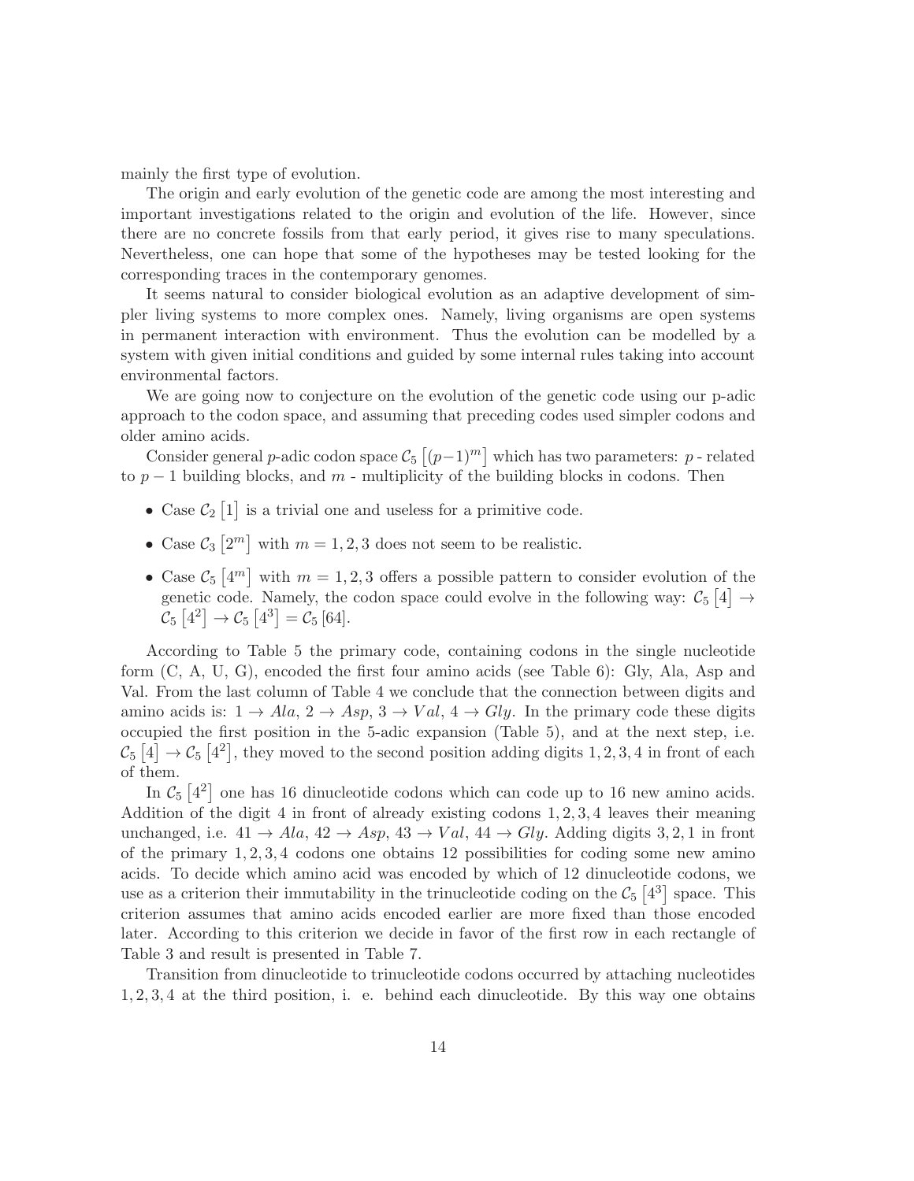mainly the first type of evolution.

The origin and early evolution of the genetic code are among the most interesting and important investigations related to the origin and evolution of the life. However, since there are no concrete fossils from that early period, it gives rise to many speculations. Nevertheless, one can hope that some of the hypotheses may be tested looking for the corresponding traces in the contemporary genomes.

It seems natural to consider biological evolution as an adaptive development of simpler living systems to more complex ones. Namely, living organisms are open systems in permanent interaction with environment. Thus the evolution can be modelled by a system with given initial conditions and guided by some internal rules taking into account environmental factors.

We are going now to conjecture on the evolution of the genetic code using our p-adic approach to the codon space, and assuming that preceding codes used simpler codons and older amino acids.

Consider general $p$-adic codon space $\mathcal{C}_5\left[(p-1)^m\right]$ which has two parameters: $p$ - related to $p-1$ building blocks, and $m$ - multiplicity of the building blocks in codons. Then

- Case $\mathcal{C}_2\left[1\right]$ is a trivial one and useless for a primitive code.
- Case $\mathcal{C}_3\left[2^m\right]$ with $m = 1, 2, 3$ does not seem to be realistic.
- Case $\mathcal{C}_5\left[4^m\right]$ with $m = 1, 2, 3$ offers a possible pattern to consider evolution of the genetic code. Namely, the codon space could evolve in the following way: $\mathcal{C}_5\left[4\right] \to \mathcal{C}_5\left[4^2\right] \to \mathcal{C}_5\left[4^3\right] = \mathcal{C}_5\left[64\right]$.

According to Table 5 the primary code, containing codons in the single nucleotide form (C, A, U, G), encoded the first four amino acids (see Table 6): Gly, Ala, Asp and Val. From the last column of Table 4 we conclude that the connection between digits and amino acids is: $1 \to Ala$, $2 \to Asp$, $3 \to Val$, $4 \to Gly$. In the primary code these digits occupied the first position in the 5-adic expansion (Table 5), and at the next step, i.e. $\mathcal{C}_5\left[4\right] \to \mathcal{C}_5\left[4^2\right]$, they moved to the second position adding digits $1, 2, 3, 4$ in front of each of them.

In $\mathcal{C}_5\left[4^2\right]$ one has 16 dinucleotide codons which can code up to 16 new amino acids. Addition of the digit 4 in front of already existing codons $1, 2, 3, 4$ leaves their meaning unchanged, i.e. $41 \to Ala$, $42 \to Asp$, $43 \to Val$, $44 \to Gly$. Adding digits $3, 2, 1$ in front of the primary $1, 2, 3, 4$ codons one obtains 12 possibilities for coding some new amino acids. To decide which amino acid was encoded by which of 12 dinucleotide codons, we use as a criterion their immutability in the trinucleotide coding on the $\mathcal{C}_5\left[4^3\right]$ space. This criterion assumes that amino acids encoded earlier are more fixed than those encoded later. According to this criterion we decide in favor of the first row in each rectangle of Table 3 and result is presented in Table 7.

Transition from dinucleotide to trinucleotide codons occurred by attaching nucleotides $1, 2, 3, 4$ at the third position, i. e. behind each dinucleotide. By this way one obtains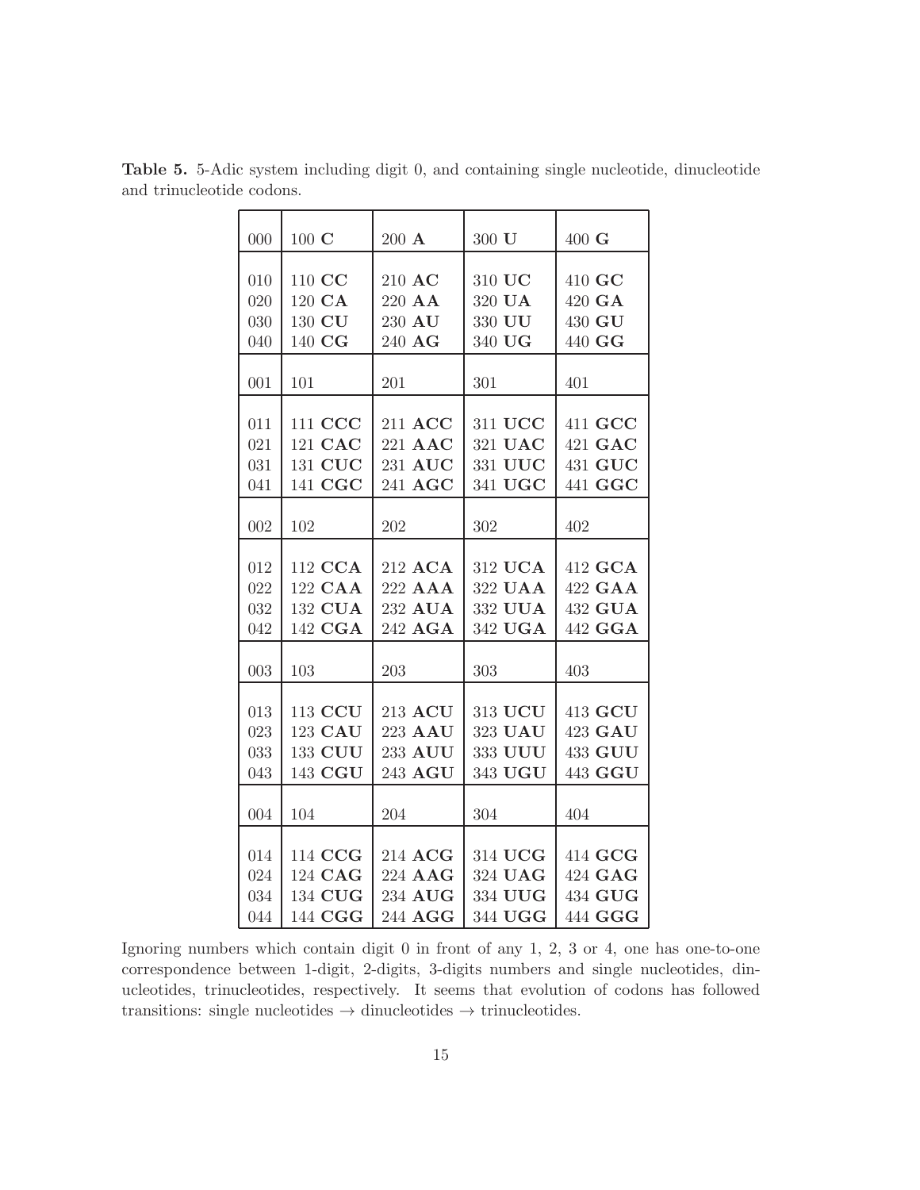**Table 5.** 5-Adic system including digit 0, and containing single nucleotide, dinucleotide and trinucleotide codons.

| | | | | |
|---|---|---|---|---|
| 000 | 100 **C** | 200 **A** | 300 **U** | 400 **G** |
| 010 | 110 **CC** | 210 **AC** | 310 **UC** | 410 **GC** |
| 020 | 120 **CA** | 220 **AA** | 320 **UA** | 420 **GA** |
| 030 | 130 **CU** | 230 **AU** | 330 **UU** | 430 **GU** |
| 040 | 140 **CG** | 240 **AG** | 340 **UG** | 440 **GG** |
| 001 | 101 | 201 | 301 | 401 |
| 011 | 111 **CCC** | 211 **ACC** | 311 **UCC** | 411 **GCC** |
| 021 | 121 **CAC** | 221 **AAC** | 321 **UAC** | 421 **GAC** |
| 031 | 131 **CUC** | 231 **AUC** | 331 **UUC** | 431 **GUC** |
| 041 | 141 **CGC** | 241 **AGC** | 341 **UGC** | 441 **GGC** |
| 002 | 102 | 202 | 302 | 402 |
| 012 | 112 **CCA** | 212 **ACA** | 312 **UCA** | 412 **GCA** |
| 022 | 122 **CAA** | 222 **AAA** | 322 **UAA** | 422 **GAA** |
| 032 | 132 **CUA** | 232 **AUA** | 332 **UUA** | 432 **GUA** |
| 042 | 142 **CGA** | 242 **AGA** | 342 **UGA** | 442 **GGA** |
| 003 | 103 | 203 | 303 | 403 |
| 013 | 113 **CCU** | 213 **ACU** | 313 **UCU** | 413 **GCU** |
| 023 | 123 **CAU** | 223 **AAU** | 323 **UAU** | 423 **GAU** |
| 033 | 133 **CUU** | 233 **AUU** | 333 **UUU** | 433 **GUU** |
| 043 | 143 **CGU** | 243 **AGU** | 343 **UGU** | 443 **GGU** |
| 004 | 104 | 204 | 304 | 404 |
| 014 | 114 **CCG** | 214 **ACG** | 314 **UCG** | 414 **GCG** |
| 024 | 124 **CAG** | 224 **AAG** | 324 **UAG** | 424 **GAG** |
| 034 | 134 **CUG** | 234 **AUG** | 334 **UUG** | 434 **GUG** |
| 044 | 144 **CGG** | 244 **AGG** | 344 **UGG** | 444 **GGG** |

Ignoring numbers which contain digit 0 in front of any 1, 2, 3 or 4, one has one-to-one correspondence between 1-digit, 2-digits, 3-digits numbers and single nucleotides, dinucleotides, trinucleotides, respectively. It seems that evolution of codons has followed transitions: single nucleotides → dinucleotides → trinucleotides.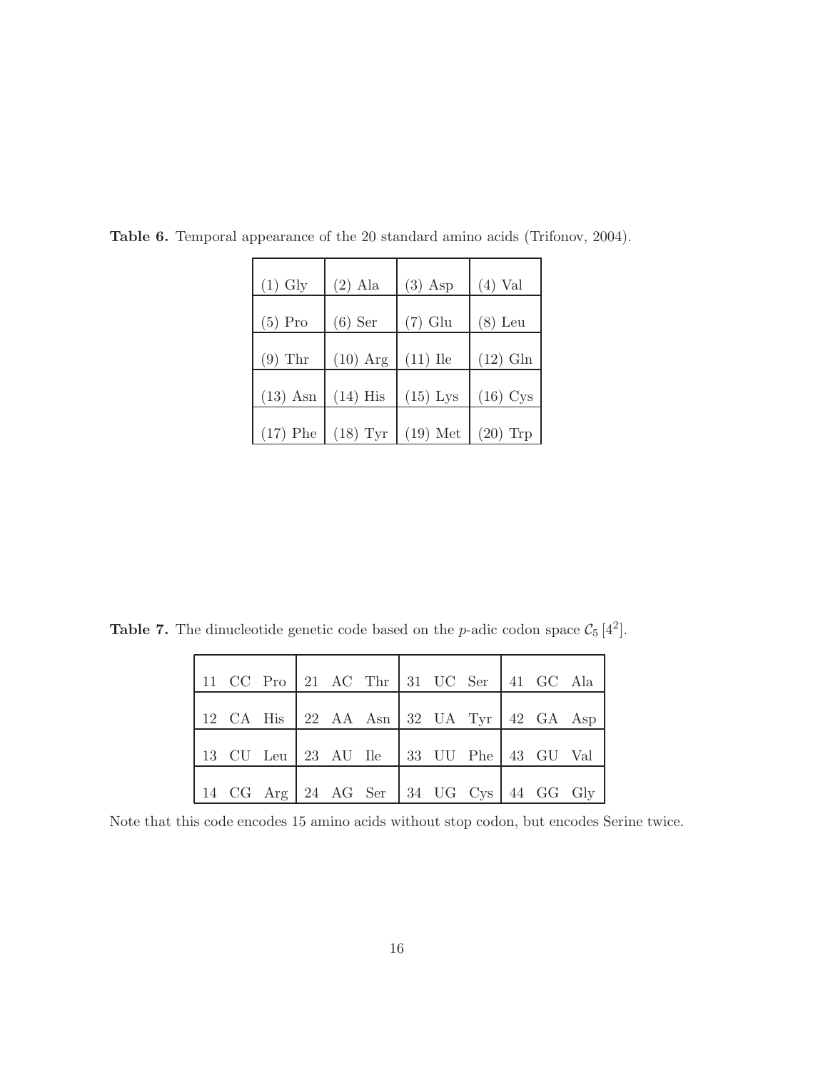**Table 6.** Temporal appearance of the 20 standard amino acids (Trifonov, 2004).

| | | | |
|---|---|---|---|
| (1) Gly | (2) Ala | (3) Asp | (4) Val |
| (5) Pro | (6) Ser | (7) Glu | (8) Leu |
| (9) Thr | (10) Arg | (11) Ile | (12) Gln |
| (13) Asn | (14) His | (15) Lys | (16) Cys |
| (17) Phe | (18) Tyr | (19) Met | (20) Trp |

**Table 7.** The dinucleotide genetic code based on the $p$-adic codon space $\mathcal{C}_5\,[4^2]$.

| | | | |
|---|---|---|---|
| 11 CC Pro | 21 AC Thr | 31 UC Ser | 41 GC Ala |
| 12 CA His | 22 AA Asn | 32 UA Tyr | 42 GA Asp |
| 13 CU Leu | 23 AU Ile | 33 UU Phe | 43 GU Val |
| 14 CG Arg | 24 AG Ser | 34 UG Cys | 44 GG Gly |

Note that this code encodes 15 amino acids without stop codon, but encodes Serine twice.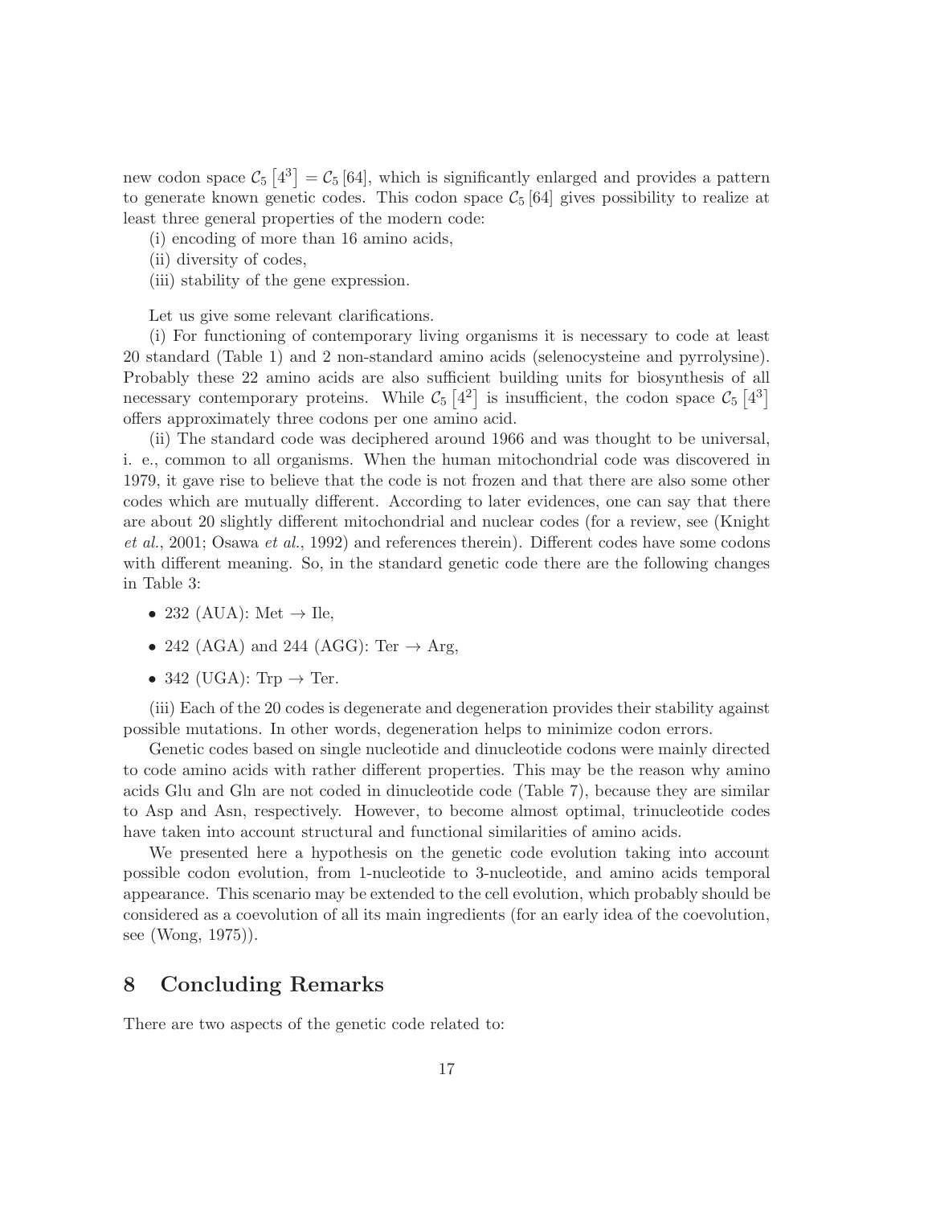new codon space $\mathcal{C}_5\left[4^3\right] = \mathcal{C}_5\left[64\right]$, which is significantly enlarged and provides a pattern to generate known genetic codes. This codon space $\mathcal{C}_5\left[64\right]$ gives possibility to realize at least three general properties of the modern code:

(i) encoding of more than 16 amino acids,

(ii) diversity of codes,

(iii) stability of the gene expression.

Let us give some relevant clarifications.

(i) For functioning of contemporary living organisms it is necessary to code at least 20 standard (Table 1) and 2 non-standard amino acids (selenocysteine and pyrrolysine). Probably these 22 amino acids are also sufficient building units for biosynthesis of all necessary contemporary proteins. While $\mathcal{C}_5\left[4^2\right]$ is insufficient, the codon space $\mathcal{C}_5\left[4^3\right]$ offers approximately three codons per one amino acid.

(ii) The standard code was deciphered around 1966 and was thought to be universal, i. e., common to all organisms. When the human mitochondrial code was discovered in 1979, it gave rise to believe that the code is not frozen and that there are also some other codes which are mutually different. According to later evidences, one can say that there are about 20 slightly different mitochondrial and nuclear codes (for a review, see (Knight *et al.*, 2001; Osawa *et al.*, 1992) and references therein). Different codes have some codons with different meaning. So, in the standard genetic code there are the following changes in Table 3:

- 232 (AUA): Met $\to$ Ile,
- 242 (AGA) and 244 (AGG): Ter $\to$ Arg,
- 342 (UGA): Trp $\to$ Ter.

(iii) Each of the 20 codes is degenerate and degeneration provides their stability against possible mutations. In other words, degeneration helps to minimize codon errors.

Genetic codes based on single nucleotide and dinucleotide codons were mainly directed to code amino acids with rather different properties. This may be the reason why amino acids Glu and Gln are not coded in dinucleotide code (Table 7), because they are similar to Asp and Asn, respectively. However, to become almost optimal, trinucleotide codes have taken into account structural and functional similarities of amino acids.

We presented here a hypothesis on the genetic code evolution taking into account possible codon evolution, from 1-nucleotide to 3-nucleotide, and amino acids temporal appearance. This scenario may be extended to the cell evolution, which probably should be considered as a coevolution of all its main ingredients (for an early idea of the coevolution, see (Wong, 1975)).

## 8 Concluding Remarks

There are two aspects of the genetic code related to: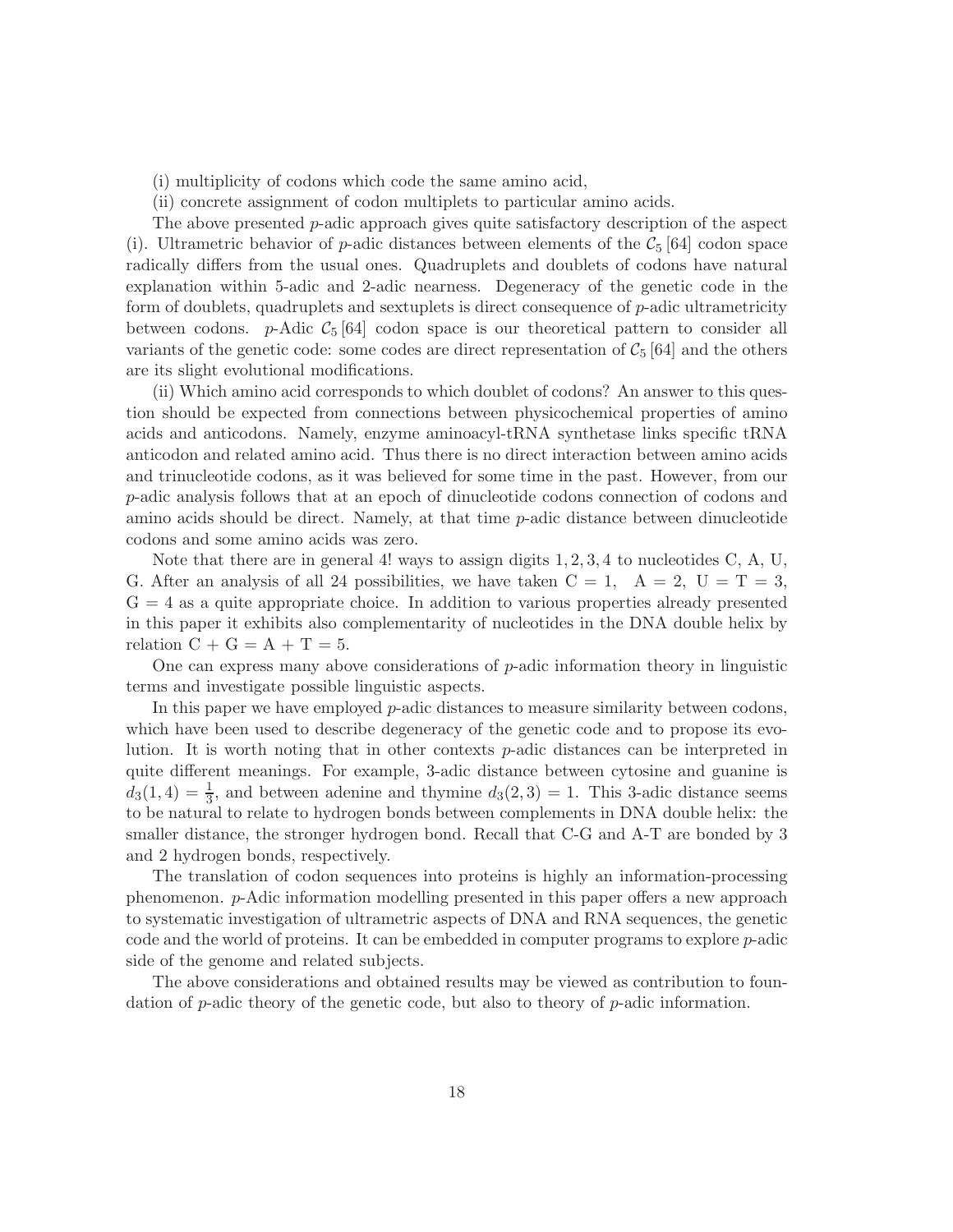(i) multiplicity of codons which code the same amino acid,

(ii) concrete assignment of codon multiplets to particular amino acids.

The above presented $p$-adic approach gives quite satisfactory description of the aspect (i). Ultrametric behavior of $p$-adic distances between elements of the $\mathcal{C}_5\,[64]$ codon space radically differs from the usual ones. Quadruplets and doublets of codons have natural explanation within 5-adic and 2-adic nearness. Degeneracy of the genetic code in the form of doublets, quadruplets and sextuplets is direct consequence of $p$-adic ultrametricity between codons. $p$-Adic $\mathcal{C}_5\,[64]$ codon space is our theoretical pattern to consider all variants of the genetic code: some codes are direct representation of $\mathcal{C}_5\,[64]$ and the others are its slight evolutional modifications.

(ii) Which amino acid corresponds to which doublet of codons? An answer to this question should be expected from connections between physicochemical properties of amino acids and anticodons. Namely, enzyme aminoacyl-tRNA synthetase links specific tRNA anticodon and related amino acid. Thus there is no direct interaction between amino acids and trinucleotide codons, as it was believed for some time in the past. However, from our $p$-adic analysis follows that at an epoch of dinucleotide codons connection of codons and amino acids should be direct. Namely, at that time $p$-adic distance between dinucleotide codons and some amino acids was zero.

Note that there are in general 4! ways to assign digits $1, 2, 3, 4$ to nucleotides C, A, U, G. After an analysis of all 24 possibilities, we have taken $\mathrm{C} = 1,\ \ \mathrm{A} = 2,\ \mathrm{U} = \mathrm{T} = 3,$ $\mathrm{G} = 4$ as a quite appropriate choice. In addition to various properties already presented in this paper it exhibits also complementarity of nucleotides in the DNA double helix by relation $\mathrm{C} + \mathrm{G} = \mathrm{A} + \mathrm{T} = 5$.

One can express many above considerations of $p$-adic information theory in linguistic terms and investigate possible linguistic aspects.

In this paper we have employed $p$-adic distances to measure similarity between codons, which have been used to describe degeneracy of the genetic code and to propose its evolution. It is worth noting that in other contexts $p$-adic distances can be interpreted in quite different meanings. For example, 3-adic distance between cytosine and guanine is $d_3(1, 4) = \frac{1}{3}$, and between adenine and thymine $d_3(2, 3) = 1$. This 3-adic distance seems to be natural to relate to hydrogen bonds between complements in DNA double helix: the smaller distance, the stronger hydrogen bond. Recall that C-G and A-T are bonded by 3 and 2 hydrogen bonds, respectively.

The translation of codon sequences into proteins is highly an information-processing phenomenon. $p$-Adic information modelling presented in this paper offers a new approach to systematic investigation of ultrametric aspects of DNA and RNA sequences, the genetic code and the world of proteins. It can be embedded in computer programs to explore $p$-adic side of the genome and related subjects.

The above considerations and obtained results may be viewed as contribution to foundation of $p$-adic theory of the genetic code, but also to theory of $p$-adic information.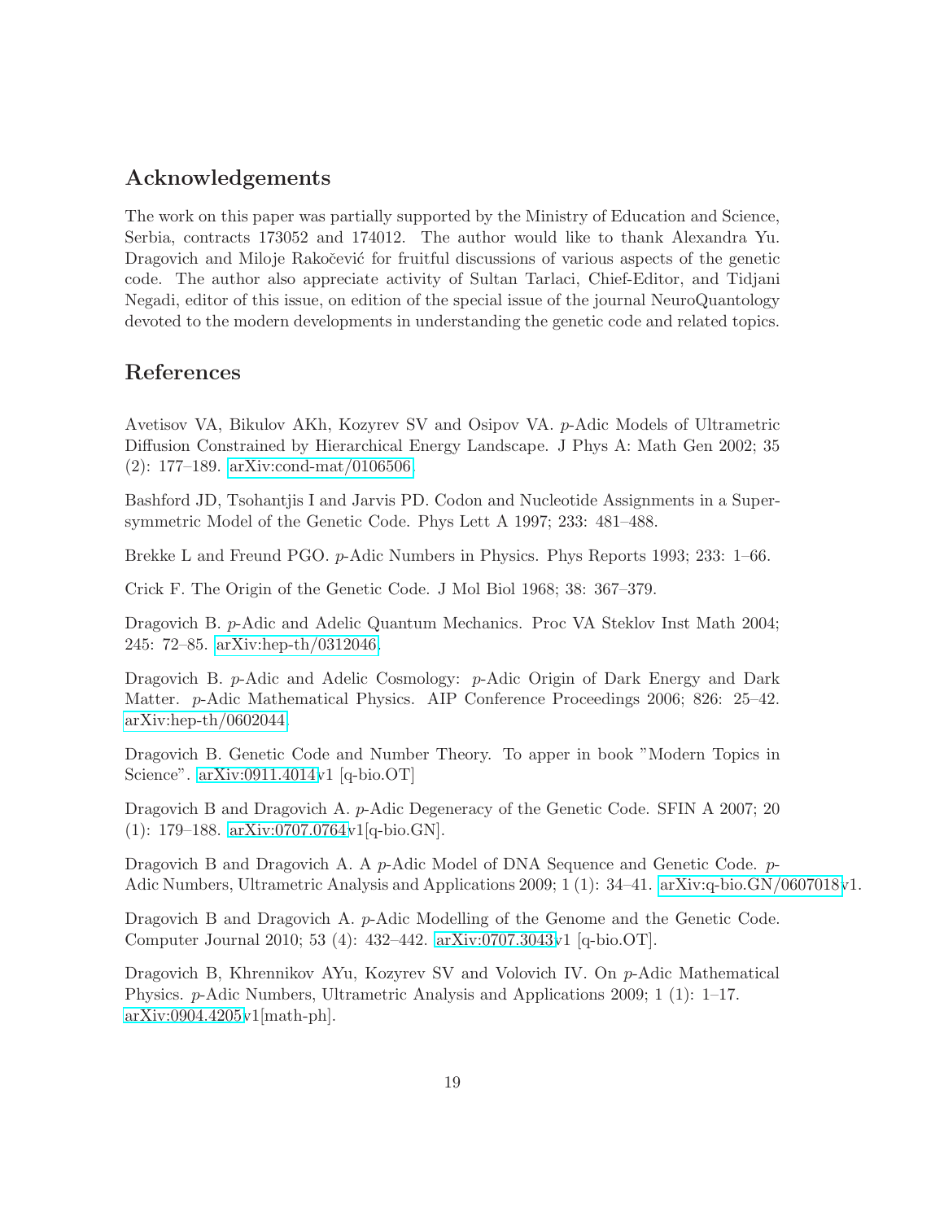## Acknowledgements

The work on this paper was partially supported by the Ministry of Education and Science, Serbia, contracts 173052 and 174012. The author would like to thank Alexandra Yu. Dragovich and Miloje Rakočević for fruitful discussions of various aspects of the genetic code. The author also appreciate activity of Sultan Tarlaci, Chief-Editor, and Tidjani Negadi, editor of this issue, on edition of the special issue of the journal NeuroQuantology devoted to the modern developments in understanding the genetic code and related topics.

## References

Avetisov VA, Bikulov AKh, Kozyrev SV and Osipov VA. $p$-Adic Models of Ultrametric Diffusion Constrained by Hierarchical Energy Landscape. J Phys A: Math Gen 2002; 35 (2): 177–189. arXiv:cond-mat/0106506.

Bashford JD, Tsohantjis I and Jarvis PD. Codon and Nucleotide Assignments in a Supersymmetric Model of the Genetic Code. Phys Lett A 1997; 233: 481–488.

Brekke L and Freund PGO. $p$-Adic Numbers in Physics. Phys Reports 1993; 233: 1–66.

Crick F. The Origin of the Genetic Code. J Mol Biol 1968; 38: 367–379.

Dragovich B. $p$-Adic and Adelic Quantum Mechanics. Proc VA Steklov Inst Math 2004; 245: 72–85. arXiv:hep-th/0312046.

Dragovich B. $p$-Adic and Adelic Cosmology: $p$-Adic Origin of Dark Energy and Dark Matter. $p$-Adic Mathematical Physics. AIP Conference Proceedings 2006; 826: 25–42. arXiv:hep-th/0602044.

Dragovich B. Genetic Code and Number Theory. To apper in book "Modern Topics in Science". arXiv:0911.4014v1 [q-bio.OT]

Dragovich B and Dragovich A. $p$-Adic Degeneracy of the Genetic Code. SFIN A 2007; 20 (1): 179–188. arXiv:0707.0764v1[q-bio.GN].

Dragovich B and Dragovich A. A $p$-Adic Model of DNA Sequence and Genetic Code. $p$-Adic Numbers, Ultrametric Analysis and Applications 2009; 1 (1): 34–41. arXiv:q-bio.GN/0607018v1.

Dragovich B and Dragovich A. $p$-Adic Modelling of the Genome and the Genetic Code. Computer Journal 2010; 53 (4): 432–442. arXiv:0707.3043v1 [q-bio.OT].

Dragovich B, Khrennikov AYu, Kozyrev SV and Volovich IV. On $p$-Adic Mathematical Physics. $p$-Adic Numbers, Ultrametric Analysis and Applications 2009; 1 (1): 1–17. arXiv:0904.4205v1[math-ph].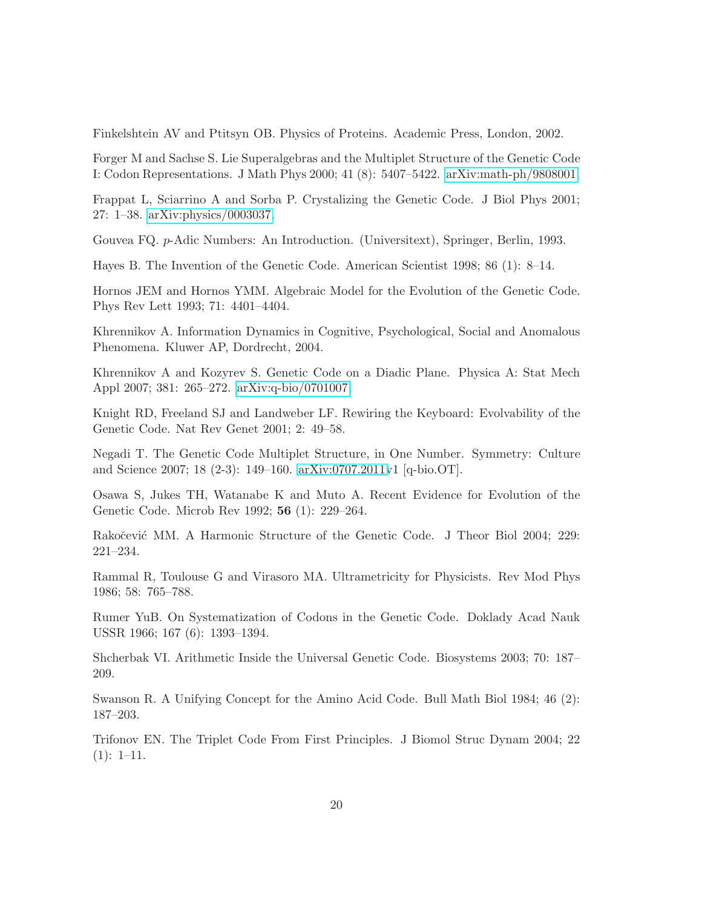Finkelshtein AV and Ptitsyn OB. Physics of Proteins. Academic Press, London, 2002.

Forger M and Sachse S. Lie Superalgebras and the Multiplet Structure of the Genetic Code I: Codon Representations. J Math Phys 2000; 41 (8): 5407–5422. arXiv:math-ph/9808001.

Frappat L, Sciarrino A and Sorba P. Crystalizing the Genetic Code. J Biol Phys 2001; 27: 1–38. arXiv:physics/0003037.

Gouvea FQ. $p$-Adic Numbers: An Introduction. (Universitext), Springer, Berlin, 1993.

Hayes B. The Invention of the Genetic Code. American Scientist 1998; 86 (1): 8–14.

Hornos JEM and Hornos YMM. Algebraic Model for the Evolution of the Genetic Code. Phys Rev Lett 1993; 71: 4401–4404.

Khrennikov A. Information Dynamics in Cognitive, Psychological, Social and Anomalous Phenomena. Kluwer AP, Dordrecht, 2004.

Khrennikov A and Kozyrev S. Genetic Code on a Diadic Plane. Physica A: Stat Mech Appl 2007; 381: 265–272. arXiv:q-bio/0701007.

Knight RD, Freeland SJ and Landweber LF. Rewiring the Keyboard: Evolvability of the Genetic Code. Nat Rev Genet 2001; 2: 49–58.

Negadi T. The Genetic Code Multiplet Structure, in One Number. Symmetry: Culture and Science 2007; 18 (2-3): 149–160. arXiv:0707.2011v1 [q-bio.OT].

Osawa S, Jukes TH, Watanabe K and Muto A. Recent Evidence for Evolution of the Genetic Code. Microb Rev 1992; **56** (1): 229–264.

Rakočević MM. A Harmonic Structure of the Genetic Code. J Theor Biol 2004; 229: 221–234.

Rammal R, Toulouse G and Virasoro MA. Ultrametricity for Physicists. Rev Mod Phys 1986; 58: 765–788.

Rumer YuB. On Systematization of Codons in the Genetic Code. Doklady Acad Nauk USSR 1966; 167 (6): 1393–1394.

Shcherbak VI. Arithmetic Inside the Universal Genetic Code. Biosystems 2003; 70: 187–209.

Swanson R. A Unifying Concept for the Amino Acid Code. Bull Math Biol 1984; 46 (2): 187–203.

Trifonov EN. The Triplet Code From First Principles. J Biomol Struc Dynam 2004; 22 (1): 1–11.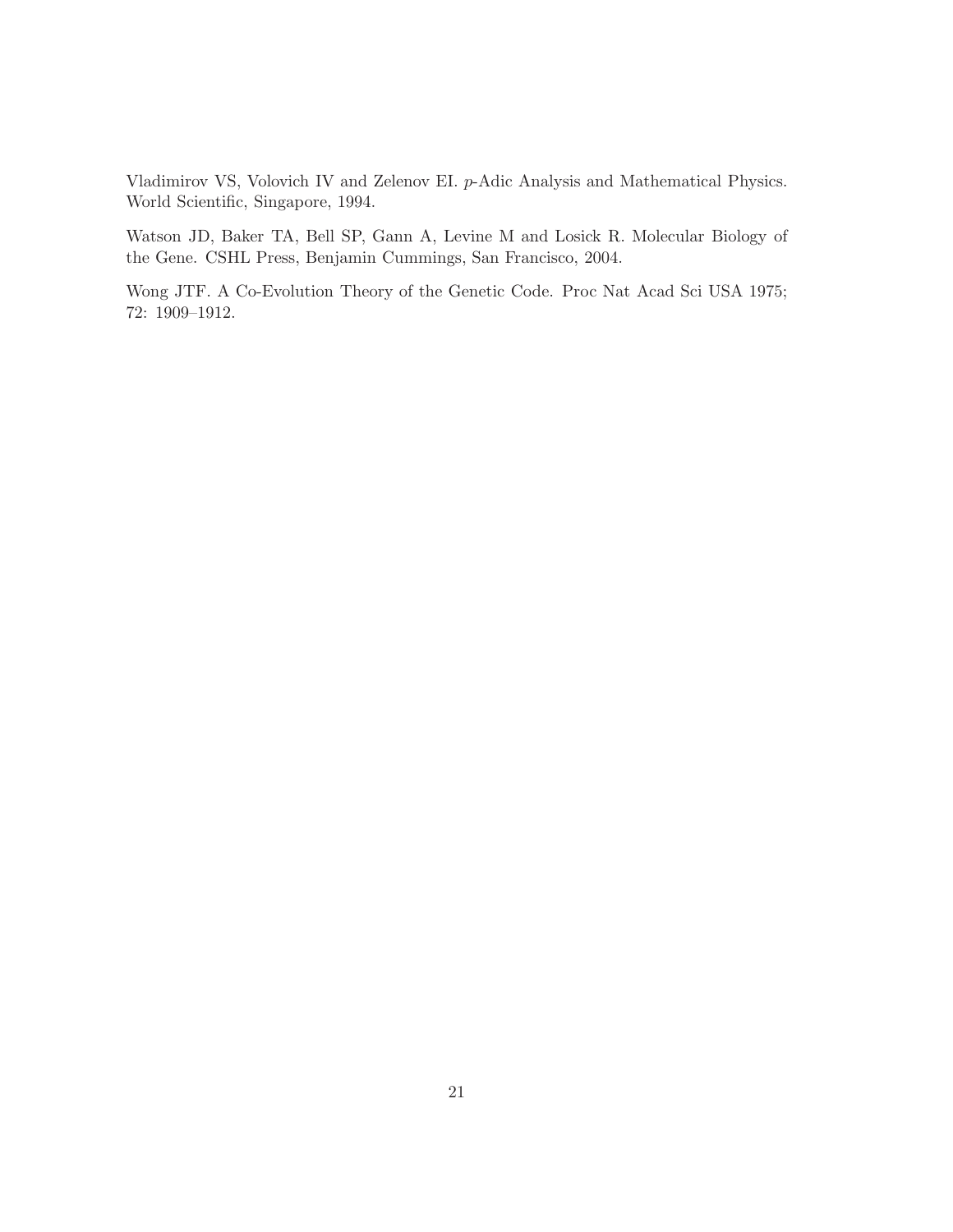Vladimirov VS, Volovich IV and Zelenov EI. $p$-Adic Analysis and Mathematical Physics. World Scientific, Singapore, 1994.

Watson JD, Baker TA, Bell SP, Gann A, Levine M and Losick R. Molecular Biology of the Gene. CSHL Press, Benjamin Cummings, San Francisco, 2004.

Wong JTF. A Co-Evolution Theory of the Genetic Code. Proc Nat Acad Sci USA 1975; 72: 1909–1912.